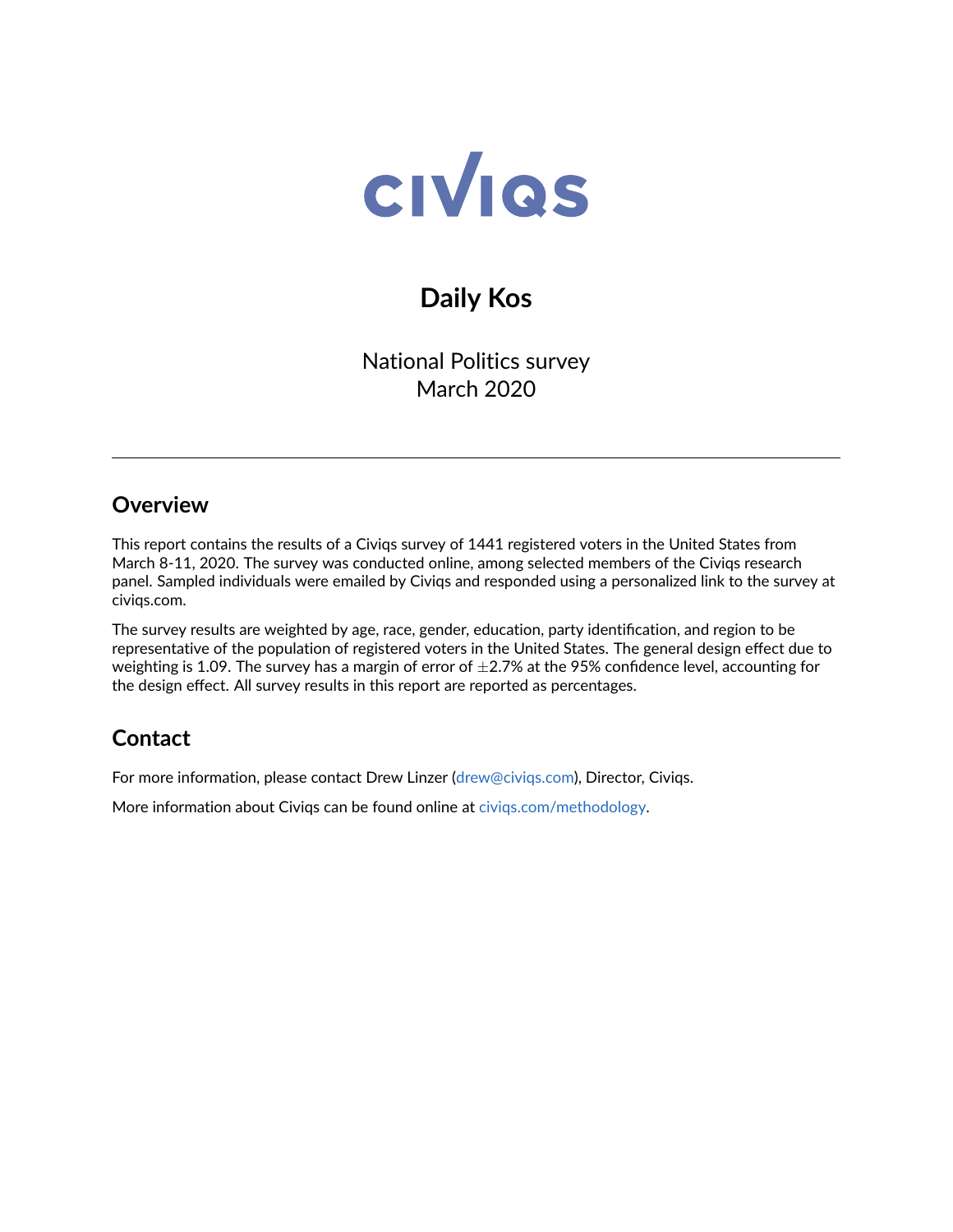CIVIQS

# Daily Kos

National Politics survey
March 2020

---

## Overview

This report contains the results of a Civiqs survey of 1441 registered voters in the United States from March 8-11, 2020. The survey was conducted online, among selected members of the Civiqs research panel. Sampled individuals were emailed by Civiqs and responded using a personalized link to the survey at civiqs.com.

The survey results are weighted by age, race, gender, education, party identification, and region to be representative of the population of registered voters in the United States. The general design effect due to weighting is 1.09. The survey has a margin of error of $\pm$2.7% at the 95% confidence level, accounting for the design effect. All survey results in this report are reported as percentages.

## Contact

For more information, please contact Drew Linzer (drew@civiqs.com), Director, Civiqs.

More information about Civiqs can be found online at civiqs.com/methodology.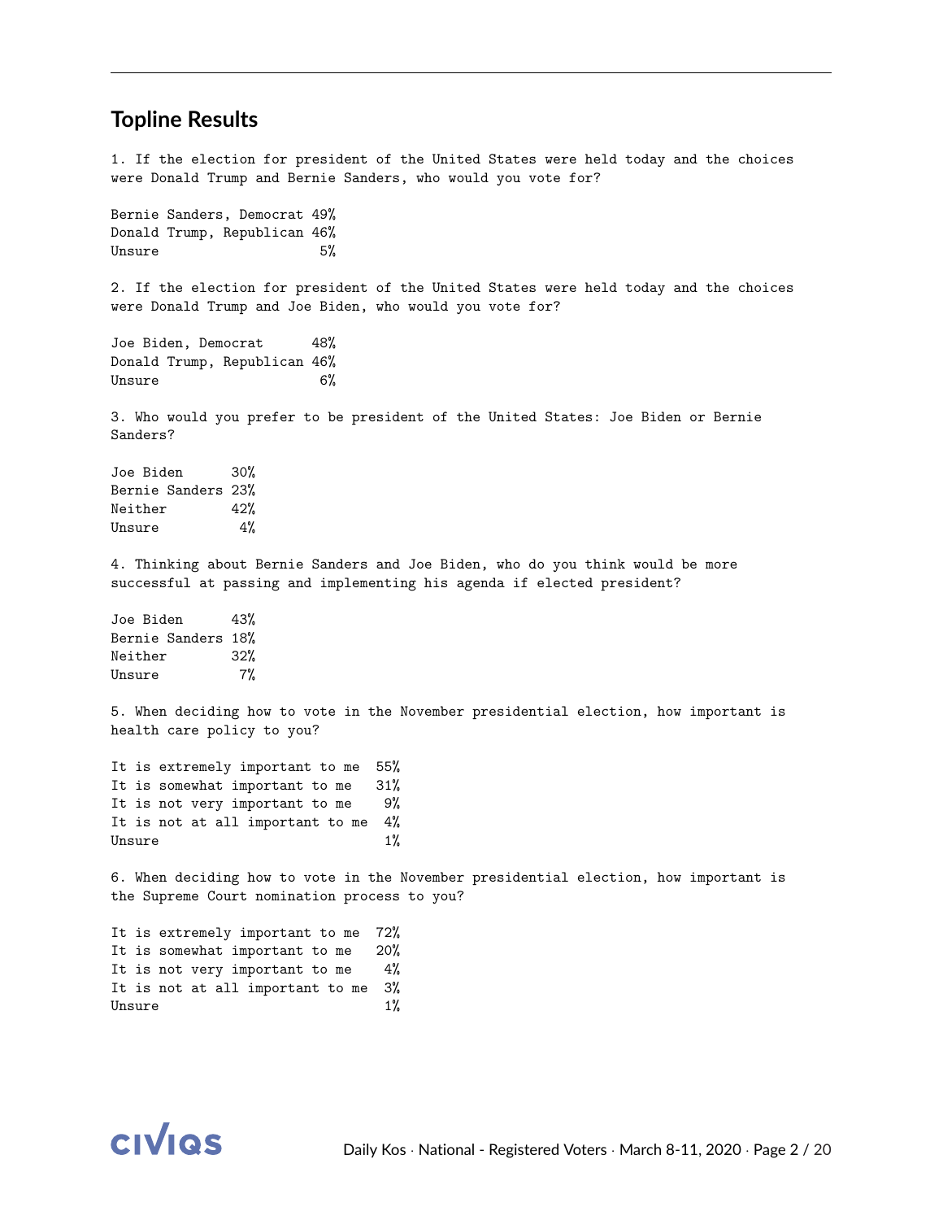## Topline Results

1. If the election for president of the United States were held today and the choices were Donald Trump and Bernie Sanders, who would you vote for?

| | |
|---|---|
| Bernie Sanders, Democrat | 49% |
| Donald Trump, Republican | 46% |
| Unsure | 5% |

2. If the election for president of the United States were held today and the choices were Donald Trump and Joe Biden, who would you vote for?

| | |
|---|---|
| Joe Biden, Democrat | 48% |
| Donald Trump, Republican | 46% |
| Unsure | 6% |

3. Who would you prefer to be president of the United States: Joe Biden or Bernie Sanders?

| | |
|---|---|
| Joe Biden | 30% |
| Bernie Sanders | 23% |
| Neither | 42% |
| Unsure | 4% |

4. Thinking about Bernie Sanders and Joe Biden, who do you think would be more successful at passing and implementing his agenda if elected president?

| | |
|---|---|
| Joe Biden | 43% |
| Bernie Sanders | 18% |
| Neither | 32% |
| Unsure | 7% |

5. When deciding how to vote in the November presidential election, how important is health care policy to you?

| | |
|---|---|
| It is extremely important to me | 55% |
| It is somewhat important to me | 31% |
| It is not very important to me | 9% |
| It is not at all important to me | 4% |
| Unsure | 1% |

6. When deciding how to vote in the November presidential election, how important is the Supreme Court nomination process to you?

| | |
|---|---|
| It is extremely important to me | 72% |
| It is somewhat important to me | 20% |
| It is not very important to me | 4% |
| It is not at all important to me | 3% |
| Unsure | 1% |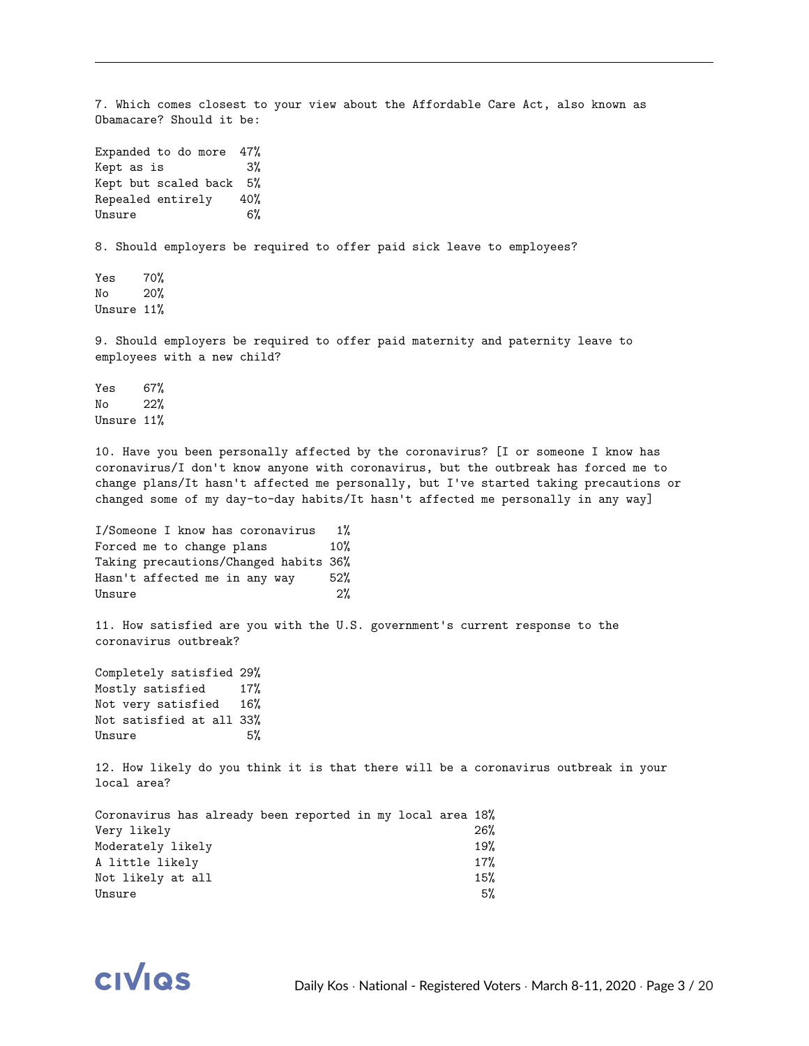7. Which comes closest to your view about the Affordable Care Act, also known as Obamacare? Should it be:

| | |
|---|---|
| Expanded to do more | 47% |
| Kept as is | 3% |
| Kept but scaled back | 5% |
| Repealed entirely | 40% |
| Unsure | 6% |

8. Should employers be required to offer paid sick leave to employees?

| | |
|---|---|
| Yes | 70% |
| No | 20% |
| Unsure | 11% |

9. Should employers be required to offer paid maternity and paternity leave to employees with a new child?

| | |
|---|---|
| Yes | 67% |
| No | 22% |
| Unsure | 11% |

10. Have you been personally affected by the coronavirus? [I or someone I know has coronavirus/I don't know anyone with coronavirus, but the outbreak has forced me to change plans/It hasn't affected me personally, but I've started taking precautions or changed some of my day-to-day habits/It hasn't affected me personally in any way]

| | |
|---|---|
| I/Someone I know has coronavirus | 1% |
| Forced me to change plans | 10% |
| Taking precautions/Changed habits | 36% |
| Hasn't affected me in any way | 52% |
| Unsure | 2% |

11. How satisfied are you with the U.S. government's current response to the coronavirus outbreak?

| | |
|---|---|
| Completely satisfied | 29% |
| Mostly satisfied | 17% |
| Not very satisfied | 16% |
| Not satisfied at all | 33% |
| Unsure | 5% |

12. How likely do you think it is that there will be a coronavirus outbreak in your local area?

| | |
|---|---|
| Coronavirus has already been reported in my local area | 18% |
| Very likely | 26% |
| Moderately likely | 19% |
| A little likely | 17% |
| Not likely at all | 15% |
| Unsure | 5% |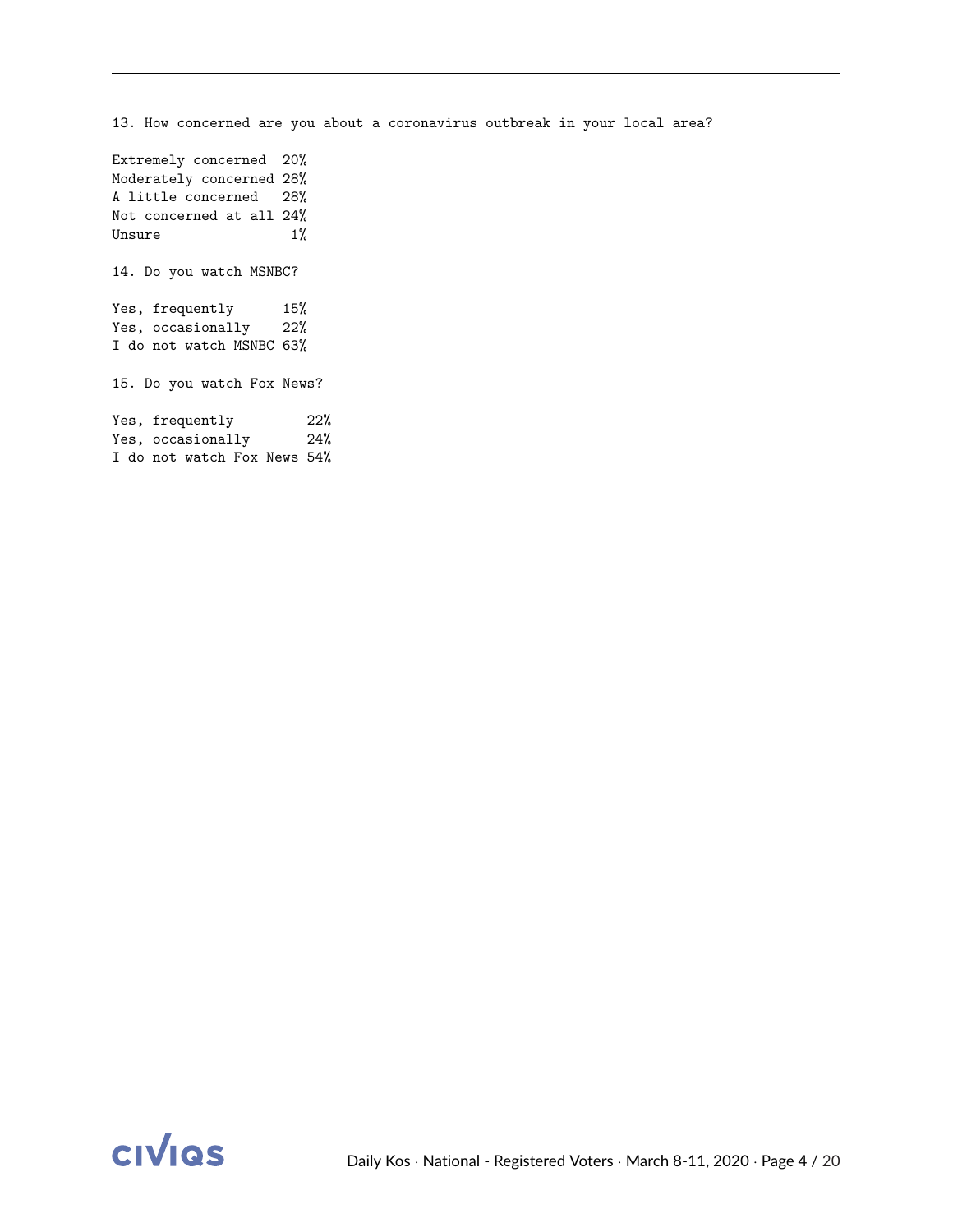13. How concerned are you about a coronavirus outbreak in your local area?

| | |
|---|---|
| Extremely concerned | 20% |
| Moderately concerned | 28% |
| A little concerned | 28% |
| Not concerned at all | 24% |
| Unsure | 1% |

14. Do you watch MSNBC?

| | |
|---|---|
| Yes, frequently | 15% |
| Yes, occasionally | 22% |
| I do not watch MSNBC | 63% |

15. Do you watch Fox News?

| | |
|---|---|
| Yes, frequently | 22% |
| Yes, occasionally | 24% |
| I do not watch Fox News | 54% |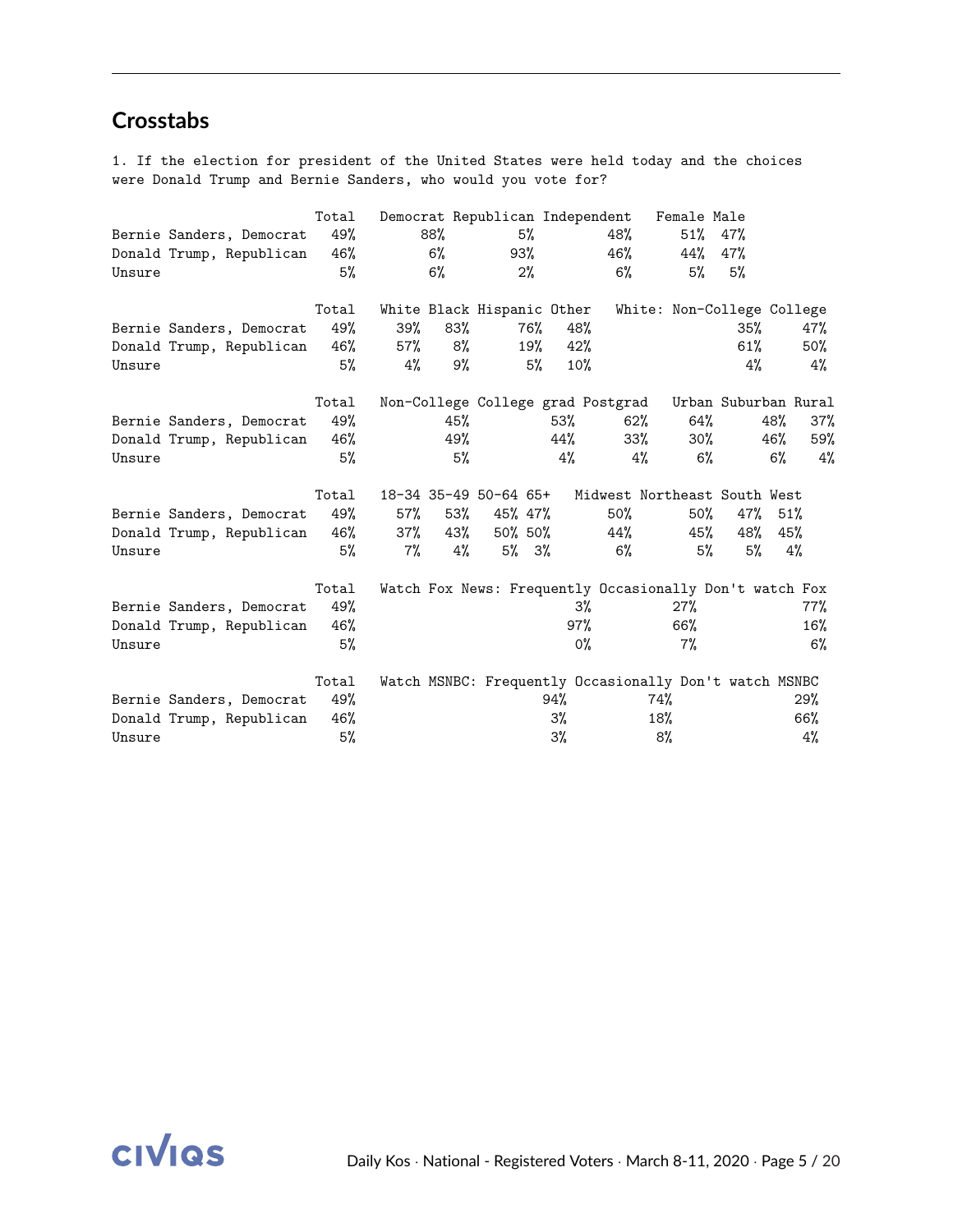## Crosstabs

1. If the election for president of the United States were held today and the choices were Donald Trump and Bernie Sanders, who would you vote for?

| | Total | Democrat | Republican | Independent | Female | Male |
|---|---|---|---|---|---|---|
| Bernie Sanders, Democrat | 49% | 88% | 5% | 48% | 51% | 47% |
| Donald Trump, Republican | 46% | 6% | 93% | 46% | 44% | 47% |
| Unsure | 5% | 6% | 2% | 6% | 5% | 5% |

| | Total | White | Black | Hispanic | Other | White: Non-College | College |
|---|---|---|---|---|---|---|---|
| Bernie Sanders, Democrat | 49% | 39% | 83% | 76% | 48% | 35% | 47% |
| Donald Trump, Republican | 46% | 57% | 8% | 19% | 42% | 61% | 50% |
| Unsure | 5% | 4% | 9% | 5% | 10% | 4% | 4% |

| | Total | Non-College | College grad | Postgrad | Urban | Suburban | Rural |
|---|---|---|---|---|---|---|---|
| Bernie Sanders, Democrat | 49% | 45% | 53% | 62% | 64% | 48% | 37% |
| Donald Trump, Republican | 46% | 49% | 44% | 33% | 30% | 46% | 59% |
| Unsure | 5% | 5% | 4% | 4% | 6% | 6% | 4% |

| | Total | 18-34 | 35-49 | 50-64 | 65+ | Midwest | Northeast | South | West |
|---|---|---|---|---|---|---|---|---|---|
| Bernie Sanders, Democrat | 49% | 57% | 53% | 45% | 47% | 50% | 50% | 47% | 51% |
| Donald Trump, Republican | 46% | 37% | 43% | 50% | 50% | 44% | 45% | 48% | 45% |
| Unsure | 5% | 7% | 4% | 5% | 3% | 6% | 5% | 5% | 4% |

| | Total | Watch Fox News: Frequently | Occasionally | Don't watch Fox |
|---|---|---|---|---|
| Bernie Sanders, Democrat | 49% | 3% | 27% | 77% |
| Donald Trump, Republican | 46% | 97% | 66% | 16% |
| Unsure | 5% | 0% | 7% | 6% |

| | Total | Watch MSNBC: Frequently | Occasionally | Don't watch MSNBC |
|---|---|---|---|---|
| Bernie Sanders, Democrat | 49% | 94% | 74% | 29% |
| Donald Trump, Republican | 46% | 3% | 18% | 66% |
| Unsure | 5% | 3% | 8% | 4% |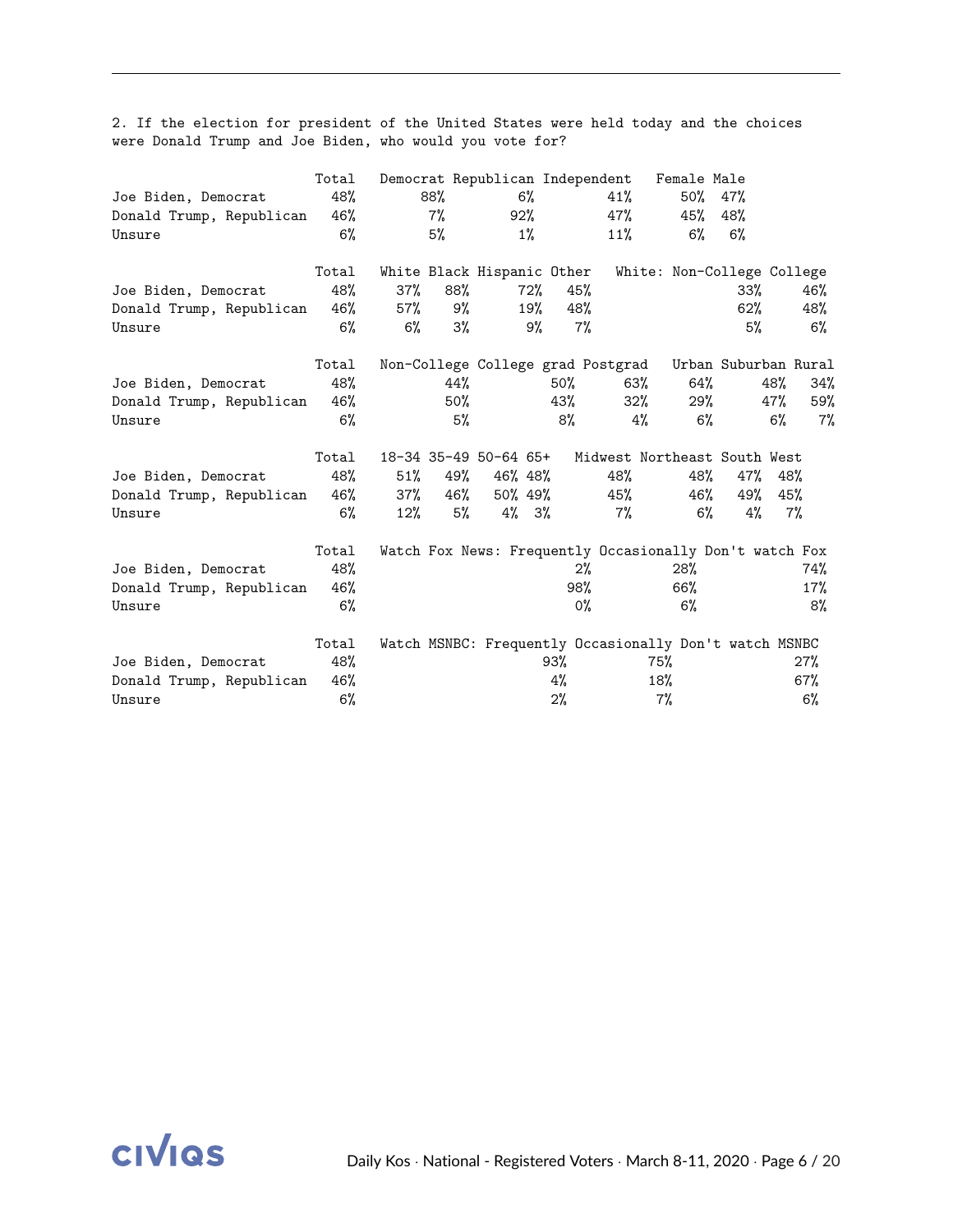2. If the election for president of the United States were held today and the choices were Donald Trump and Joe Biden, who would you vote for?

| | Total | Democrat | Republican | Independent | Female | Male |
|---|---|---|---|---|---|---|
| Joe Biden, Democrat | 48% | 88% | 6% | 41% | 50% | 47% |
| Donald Trump, Republican | 46% | 7% | 92% | 47% | 45% | 48% |
| Unsure | 6% | 5% | 1% | 11% | 6% | 6% |

| | Total | White | Black | Hispanic | Other | White: Non-College | College |
|---|---|---|---|---|---|---|---|
| Joe Biden, Democrat | 48% | 37% | 88% | 72% | 45% | 33% | 46% |
| Donald Trump, Republican | 46% | 57% | 9% | 19% | 48% | 62% | 48% |
| Unsure | 6% | 6% | 3% | 9% | 7% | 5% | 6% |

| | Total | Non-College | College grad | Postgrad | Urban | Suburban | Rural |
|---|---|---|---|---|---|---|---|
| Joe Biden, Democrat | 48% | 44% | 50% | 63% | 64% | 48% | 34% |
| Donald Trump, Republican | 46% | 50% | 43% | 32% | 29% | 47% | 59% |
| Unsure | 6% | 5% | 8% | 4% | 6% | 6% | 7% |

| | Total | 18-34 | 35-49 | 50-64 | 65+ | Midwest | Northeast | South | West |
|---|---|---|---|---|---|---|---|---|---|
| Joe Biden, Democrat | 48% | 51% | 49% | 46% | 48% | 48% | 48% | 47% | 48% |
| Donald Trump, Republican | 46% | 37% | 46% | 50% | 49% | 45% | 46% | 49% | 45% |
| Unsure | 6% | 12% | 5% | 4% | 3% | 7% | 6% | 4% | 7% |

| | Total | Watch Fox News: Frequently | Occasionally | Don't watch Fox |
|---|---|---|---|---|
| Joe Biden, Democrat | 48% | 2% | 28% | 74% |
| Donald Trump, Republican | 46% | 98% | 66% | 17% |
| Unsure | 6% | 0% | 6% | 8% |

| | Total | Watch MSNBC: Frequently | Occasionally | Don't watch MSNBC |
|---|---|---|---|---|
| Joe Biden, Democrat | 48% | 93% | 75% | 27% |
| Donald Trump, Republican | 46% | 4% | 18% | 67% |
| Unsure | 6% | 2% | 7% | 6% |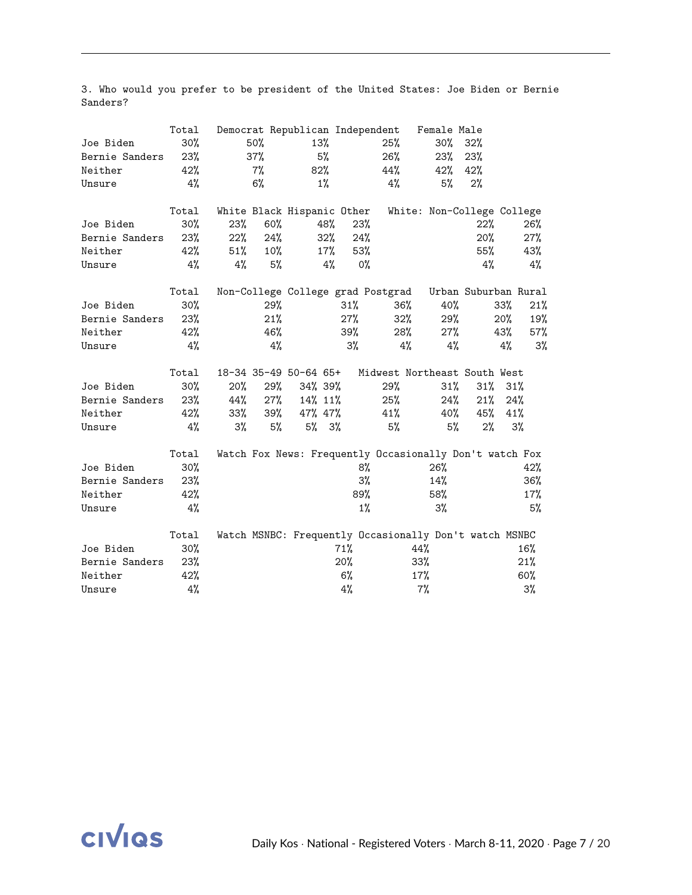3. Who would you prefer to be president of the United States: Joe Biden or Bernie Sanders?

| | Total | Democrat | Republican | Independent | Female | Male |
|---|---|---|---|---|---|---|
| Joe Biden | 30% | 50% | 13% | 25% | 30% | 32% |
| Bernie Sanders | 23% | 37% | 5% | 26% | 23% | 23% |
| Neither | 42% | 7% | 82% | 44% | 42% | 42% |
| Unsure | 4% | 6% | 1% | 4% | 5% | 2% |

| | Total | White | Black | Hispanic | Other | White: Non-College | College |
|---|---|---|---|---|---|---|---|
| Joe Biden | 30% | 23% | 60% | 48% | 23% | 22% | 26% |
| Bernie Sanders | 23% | 22% | 24% | 32% | 24% | 20% | 27% |
| Neither | 42% | 51% | 10% | 17% | 53% | 55% | 43% |
| Unsure | 4% | 4% | 5% | 4% | 0% | 4% | 4% |

| | Total | Non-College | College grad | Postgrad | Urban | Suburban | Rural |
|---|---|---|---|---|---|---|---|
| Joe Biden | 30% | 29% | 31% | 36% | 40% | 33% | 21% |
| Bernie Sanders | 23% | 21% | 27% | 32% | 29% | 20% | 19% |
| Neither | 42% | 46% | 39% | 28% | 27% | 43% | 57% |
| Unsure | 4% | 4% | 3% | 4% | 4% | 4% | 3% |

| | Total | 18-34 | 35-49 | 50-64 | 65+ | Midwest | Northeast | South | West |
|---|---|---|---|---|---|---|---|---|---|
| Joe Biden | 30% | 20% | 29% | 34% | 39% | 29% | 31% | 31% | 31% |
| Bernie Sanders | 23% | 44% | 27% | 14% | 11% | 25% | 24% | 21% | 24% |
| Neither | 42% | 33% | 39% | 47% | 47% | 41% | 40% | 45% | 41% |
| Unsure | 4% | 3% | 5% | 5% | 3% | 5% | 5% | 2% | 3% |

| | Total | Watch Fox News: Frequently | Occasionally | Don't watch Fox |
|---|---|---|---|---|
| Joe Biden | 30% | 8% | 26% | 42% |
| Bernie Sanders | 23% | 3% | 14% | 36% |
| Neither | 42% | 89% | 58% | 17% |
| Unsure | 4% | 1% | 3% | 5% |

| | Total | Watch MSNBC: Frequently | Occasionally | Don't watch MSNBC |
|---|---|---|---|---|
| Joe Biden | 30% | 71% | 44% | 16% |
| Bernie Sanders | 23% | 20% | 33% | 21% |
| Neither | 42% | 6% | 17% | 60% |
| Unsure | 4% | 4% | 7% | 3% |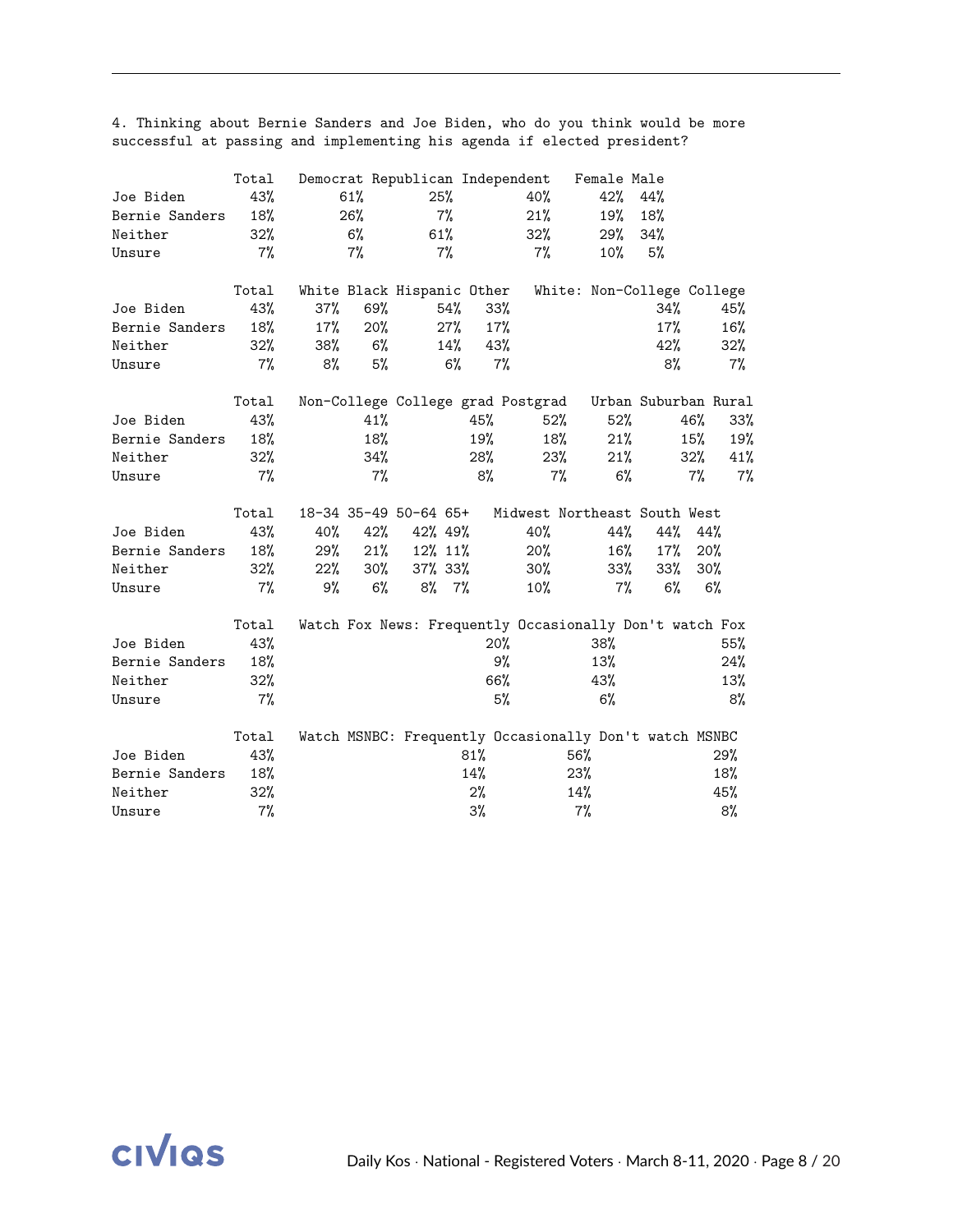4. Thinking about Bernie Sanders and Joe Biden, who do you think would be more successful at passing and implementing his agenda if elected president?

| | Total | Democrat | Republican | Independent | Female | Male |
|---|---|---|---|---|---|---|
| Joe Biden | 43% | 61% | 25% | 40% | 42% | 44% |
| Bernie Sanders | 18% | 26% | 7% | 21% | 19% | 18% |
| Neither | 32% | 6% | 61% | 32% | 29% | 34% |
| Unsure | 7% | 7% | 7% | 7% | 10% | 5% |

| | Total | White | Black | Hispanic | Other | White: Non-College | College |
|---|---|---|---|---|---|---|---|
| Joe Biden | 43% | 37% | 69% | 54% | 33% | 34% | 45% |
| Bernie Sanders | 18% | 17% | 20% | 27% | 17% | 17% | 16% |
| Neither | 32% | 38% | 6% | 14% | 43% | 42% | 32% |
| Unsure | 7% | 8% | 5% | 6% | 7% | 8% | 7% |

| | Total | Non-College | College grad | Postgrad | Urban | Suburban | Rural |
|---|---|---|---|---|---|---|---|
| Joe Biden | 43% | 41% | 45% | 52% | 52% | 46% | 33% |
| Bernie Sanders | 18% | 18% | 19% | 18% | 21% | 15% | 19% |
| Neither | 32% | 34% | 28% | 23% | 21% | 32% | 41% |
| Unsure | 7% | 7% | 8% | 7% | 6% | 7% | 7% |

| | Total | 18-34 | 35-49 | 50-64 | 65+ | Midwest | Northeast | South | West |
|---|---|---|---|---|---|---|---|---|---|
| Joe Biden | 43% | 40% | 42% | 42% | 49% | 40% | 44% | 44% | 44% |
| Bernie Sanders | 18% | 29% | 21% | 12% | 11% | 20% | 16% | 17% | 20% |
| Neither | 32% | 22% | 30% | 37% | 33% | 30% | 33% | 33% | 30% |
| Unsure | 7% | 9% | 6% | 8% | 7% | 10% | 7% | 6% | 6% |

| | Total | Watch Fox News: Frequently | Occasionally | Don't watch Fox |
|---|---|---|---|---|
| Joe Biden | 43% | 20% | 38% | 55% |
| Bernie Sanders | 18% | 9% | 13% | 24% |
| Neither | 32% | 66% | 43% | 13% |
| Unsure | 7% | 5% | 6% | 8% |

| | Total | Watch MSNBC: Frequently | Occasionally | Don't watch MSNBC |
|---|---|---|---|---|
| Joe Biden | 43% | 81% | 56% | 29% |
| Bernie Sanders | 18% | 14% | 23% | 18% |
| Neither | 32% | 2% | 14% | 45% |
| Unsure | 7% | 3% | 7% | 8% |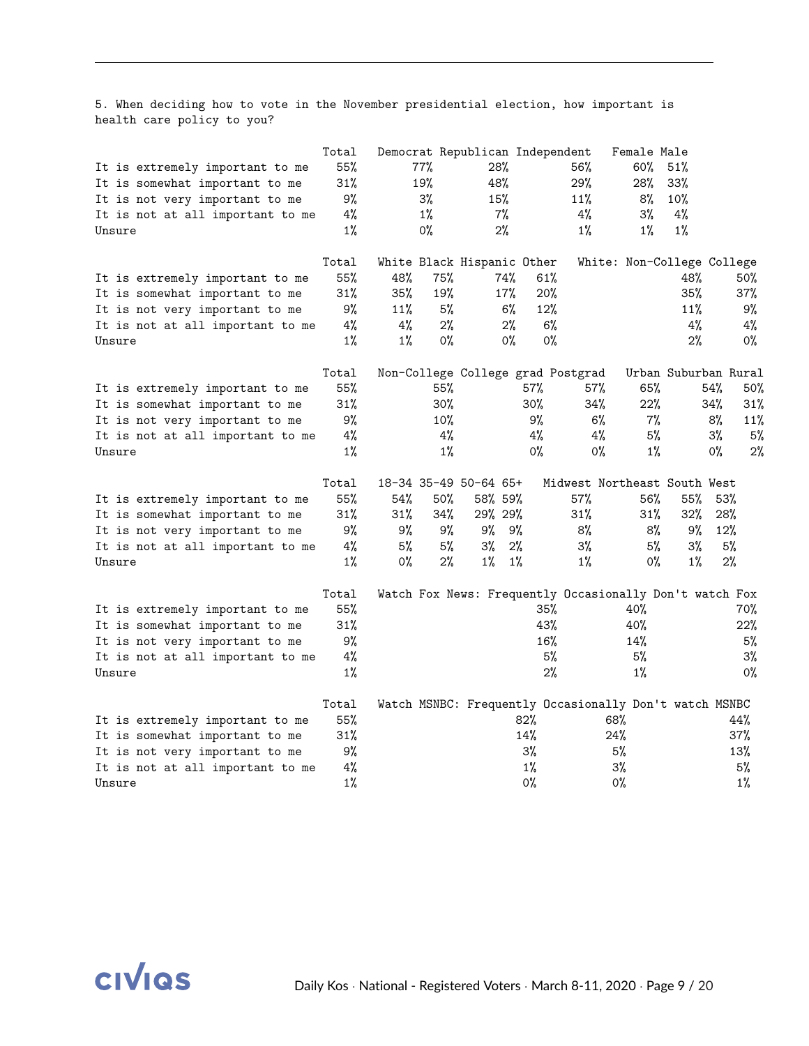5. When deciding how to vote in the November presidential election, how important is health care policy to you?

| | Total | Democrat | Republican | Independent | Female | Male |
|---|---|---|---|---|---|---|
| It is extremely important to me | 55% | 77% | 28% | 56% | 60% | 51% |
| It is somewhat important to me | 31% | 19% | 48% | 29% | 28% | 33% |
| It is not very important to me | 9% | 3% | 15% | 11% | 8% | 10% |
| It is not at all important to me | 4% | 1% | 7% | 4% | 3% | 4% |
| Unsure | 1% | 0% | 2% | 1% | 1% | 1% |

| | Total | White | Black | Hispanic | Other | White: Non-College | White: College |
|---|---|---|---|---|---|---|---|
| It is extremely important to me | 55% | 48% | 75% | 74% | 61% | 48% | 50% |
| It is somewhat important to me | 31% | 35% | 19% | 17% | 20% | 35% | 37% |
| It is not very important to me | 9% | 11% | 5% | 6% | 12% | 11% | 9% |
| It is not at all important to me | 4% | 4% | 2% | 2% | 6% | 4% | 4% |
| Unsure | 1% | 1% | 0% | 0% | 0% | 2% | 0% |

| | Total | Non-College | College grad | Postgrad | Urban | Suburban | Rural |
|---|---|---|---|---|---|---|---|
| It is extremely important to me | 55% | 55% | 57% | 57% | 65% | 54% | 50% |
| It is somewhat important to me | 31% | 30% | 30% | 34% | 22% | 34% | 31% |
| It is not very important to me | 9% | 10% | 9% | 6% | 7% | 8% | 11% |
| It is not at all important to me | 4% | 4% | 4% | 4% | 5% | 3% | 5% |
| Unsure | 1% | 1% | 0% | 0% | 1% | 0% | 2% |

| | Total | 18-34 | 35-49 | 50-64 | 65+ | Midwest | Northeast | South | West |
|---|---|---|---|---|---|---|---|---|---|
| It is extremely important to me | 55% | 54% | 50% | 58% | 59% | 57% | 56% | 55% | 53% |
| It is somewhat important to me | 31% | 31% | 34% | 29% | 29% | 31% | 31% | 32% | 28% |
| It is not very important to me | 9% | 9% | 9% | 9% | 9% | 8% | 8% | 9% | 12% |
| It is not at all important to me | 4% | 5% | 5% | 3% | 2% | 3% | 5% | 3% | 5% |
| Unsure | 1% | 0% | 2% | 1% | 1% | 1% | 0% | 1% | 2% |

| | Total | Watch Fox News: Frequently | Occasionally | Don't watch Fox |
|---|---|---|---|---|
| It is extremely important to me | 55% | 35% | 40% | 70% |
| It is somewhat important to me | 31% | 43% | 40% | 22% |
| It is not very important to me | 9% | 16% | 14% | 5% |
| It is not at all important to me | 4% | 5% | 5% | 3% |
| Unsure | 1% | 2% | 1% | 0% |

| | Total | Watch MSNBC: Frequently | Occasionally | Don't watch MSNBC |
|---|---|---|---|---|
| It is extremely important to me | 55% | 82% | 68% | 44% |
| It is somewhat important to me | 31% | 14% | 24% | 37% |
| It is not very important to me | 9% | 3% | 5% | 13% |
| It is not at all important to me | 4% | 1% | 3% | 5% |
| Unsure | 1% | 0% | 0% | 1% |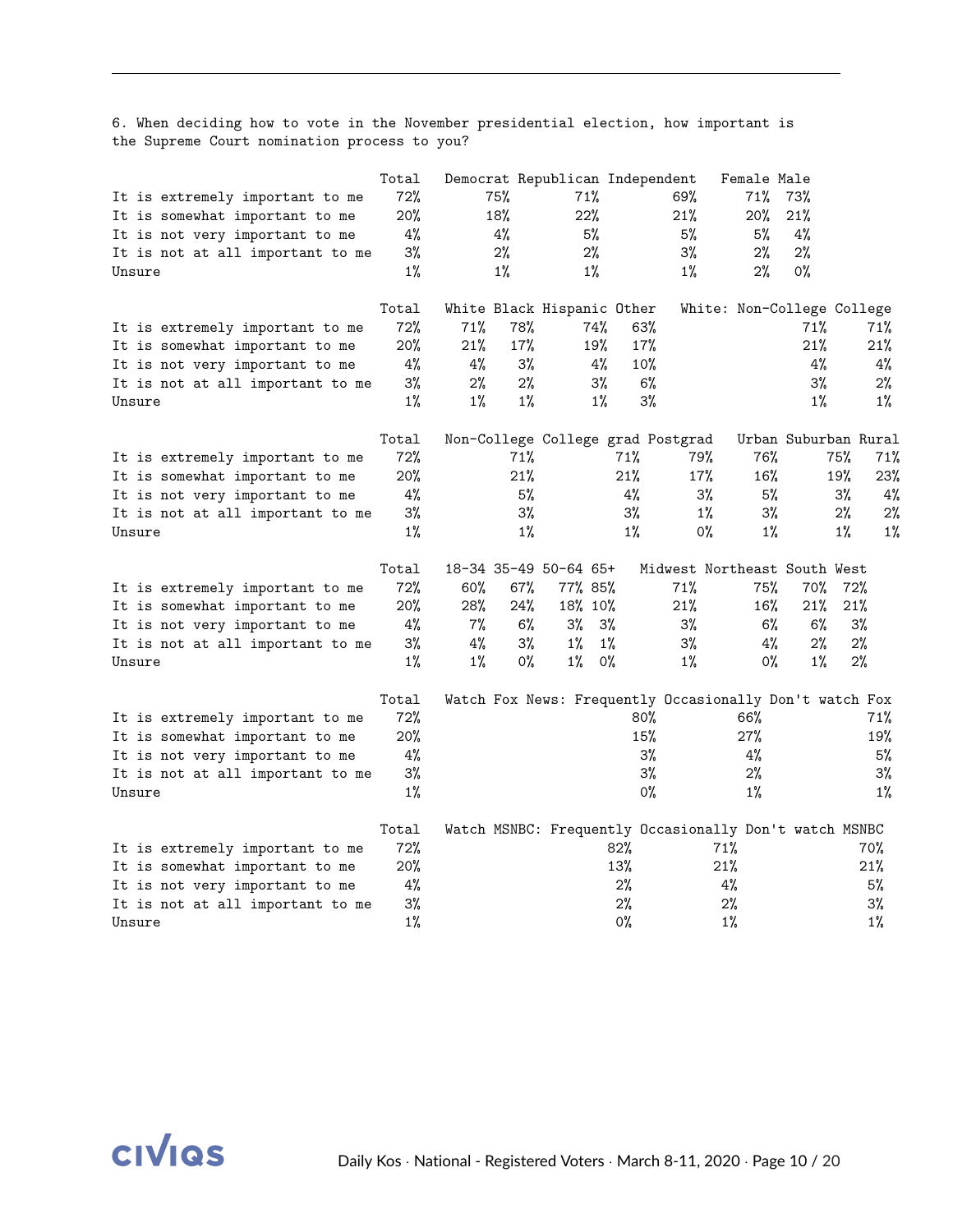6. When deciding how to vote in the November presidential election, how important is the Supreme Court nomination process to you?

| | Total | Democrat | Republican | Independent | Female | Male |
|---|---|---|---|---|---|---|
| It is extremely important to me | 72% | 75% | 71% | 69% | 71% | 73% |
| It is somewhat important to me | 20% | 18% | 22% | 21% | 20% | 21% |
| It is not very important to me | 4% | 4% | 5% | 5% | 5% | 4% |
| It is not at all important to me | 3% | 2% | 2% | 3% | 2% | 2% |
| Unsure | 1% | 1% | 1% | 1% | 2% | 0% |

| | Total | White | Black | Hispanic | Other | White: Non-College | College |
|---|---|---|---|---|---|---|---|
| It is extremely important to me | 72% | 71% | 78% | 74% | 63% | 71% | 71% |
| It is somewhat important to me | 20% | 21% | 17% | 19% | 17% | 21% | 21% |
| It is not very important to me | 4% | 4% | 3% | 4% | 10% | 4% | 4% |
| It is not at all important to me | 3% | 2% | 2% | 3% | 6% | 3% | 2% |
| Unsure | 1% | 1% | 1% | 1% | 3% | 1% | 1% |

| | Total | Non-College | College grad | Postgrad | Urban | Suburban | Rural |
|---|---|---|---|---|---|---|---|
| It is extremely important to me | 72% | 71% | 71% | 79% | 76% | 75% | 71% |
| It is somewhat important to me | 20% | 21% | 21% | 17% | 16% | 19% | 23% |
| It is not very important to me | 4% | 5% | 4% | 3% | 5% | 3% | 4% |
| It is not at all important to me | 3% | 3% | 3% | 1% | 3% | 2% | 2% |
| Unsure | 1% | 1% | 1% | 0% | 1% | 1% | 1% |

| | Total | 18-34 | 35-49 | 50-64 | 65+ | Midwest | Northeast | South | West |
|---|---|---|---|---|---|---|---|---|---|
| It is extremely important to me | 72% | 60% | 67% | 77% | 85% | 71% | 75% | 70% | 72% |
| It is somewhat important to me | 20% | 28% | 24% | 18% | 10% | 21% | 16% | 21% | 21% |
| It is not very important to me | 4% | 7% | 6% | 3% | 3% | 3% | 6% | 6% | 3% |
| It is not at all important to me | 3% | 4% | 3% | 1% | 1% | 3% | 4% | 2% | 2% |
| Unsure | 1% | 1% | 0% | 1% | 0% | 1% | 0% | 1% | 2% |

| | Total | Watch Fox News: Frequently | Occasionally | Don't watch Fox |
|---|---|---|---|---|
| It is extremely important to me | 72% | 80% | 66% | 71% |
| It is somewhat important to me | 20% | 15% | 27% | 19% |
| It is not very important to me | 4% | 3% | 4% | 5% |
| It is not at all important to me | 3% | 3% | 2% | 3% |
| Unsure | 1% | 0% | 1% | 1% |

| | Total | Watch MSNBC: Frequently | Occasionally | Don't watch MSNBC |
|---|---|---|---|---|
| It is extremely important to me | 72% | 82% | 71% | 70% |
| It is somewhat important to me | 20% | 13% | 21% | 21% |
| It is not very important to me | 4% | 2% | 4% | 5% |
| It is not at all important to me | 3% | 2% | 2% | 3% |
| Unsure | 1% | 0% | 1% | 1% |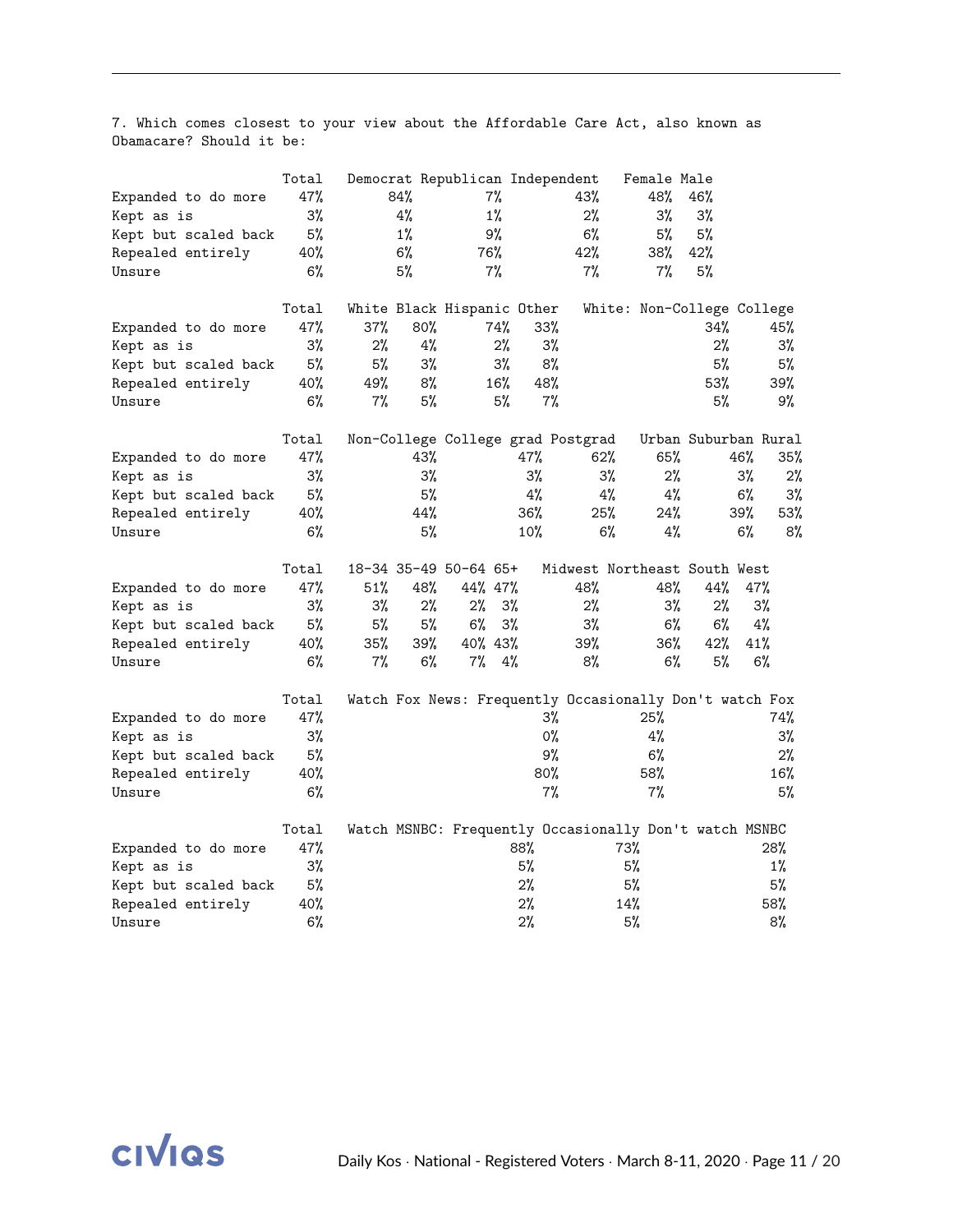7. Which comes closest to your view about the Affordable Care Act, also known as Obamacare? Should it be:

| | Total | Democrat | Republican | Independent | Female | Male |
|---|---|---|---|---|---|---|
| Expanded to do more | 47% | 84% | 7% | 43% | 48% | 46% |
| Kept as is | 3% | 4% | 1% | 2% | 3% | 3% |
| Kept but scaled back | 5% | 1% | 9% | 6% | 5% | 5% |
| Repealed entirely | 40% | 6% | 76% | 42% | 38% | 42% |
| Unsure | 6% | 5% | 7% | 7% | 7% | 5% |

| | Total | White | Black | Hispanic | Other | White: Non-College | College |
|---|---|---|---|---|---|---|---|
| Expanded to do more | 47% | 37% | 80% | 74% | 33% | 34% | 45% |
| Kept as is | 3% | 2% | 4% | 2% | 3% | 2% | 3% |
| Kept but scaled back | 5% | 5% | 3% | 3% | 8% | 5% | 5% |
| Repealed entirely | 40% | 49% | 8% | 16% | 48% | 53% | 39% |
| Unsure | 6% | 7% | 5% | 5% | 7% | 5% | 9% |

| | Total | Non-College | College grad | Postgrad | Urban | Suburban | Rural |
|---|---|---|---|---|---|---|---|
| Expanded to do more | 47% | 43% | 47% | 62% | 65% | 46% | 35% |
| Kept as is | 3% | 3% | 3% | 3% | 2% | 3% | 2% |
| Kept but scaled back | 5% | 5% | 4% | 4% | 4% | 6% | 3% |
| Repealed entirely | 40% | 44% | 36% | 25% | 24% | 39% | 53% |
| Unsure | 6% | 5% | 10% | 6% | 4% | 6% | 8% |

| | Total | 18-34 | 35-49 | 50-64 | 65+ | Midwest | Northeast | South | West |
|---|---|---|---|---|---|---|---|---|---|
| Expanded to do more | 47% | 51% | 48% | 44% | 47% | 48% | 48% | 44% | 47% |
| Kept as is | 3% | 3% | 2% | 2% | 3% | 2% | 3% | 2% | 3% |
| Kept but scaled back | 5% | 5% | 5% | 6% | 3% | 3% | 6% | 6% | 4% |
| Repealed entirely | 40% | 35% | 39% | 40% | 43% | 39% | 36% | 42% | 41% |
| Unsure | 6% | 7% | 6% | 7% | 4% | 8% | 6% | 5% | 6% |

| | Total | Watch Fox News: Frequently | Occasionally | Don't watch Fox |
|---|---|---|---|---|
| Expanded to do more | 47% | 3% | 25% | 74% |
| Kept as is | 3% | 0% | 4% | 3% |
| Kept but scaled back | 5% | 9% | 6% | 2% |
| Repealed entirely | 40% | 80% | 58% | 16% |
| Unsure | 6% | 7% | 7% | 5% |

| | Total | Watch MSNBC: Frequently | Occasionally | Don't watch MSNBC |
|---|---|---|---|---|
| Expanded to do more | 47% | 88% | 73% | 28% |
| Kept as is | 3% | 5% | 5% | 1% |
| Kept but scaled back | 5% | 2% | 5% | 5% |
| Repealed entirely | 40% | 2% | 14% | 58% |
| Unsure | 6% | 2% | 5% | 8% |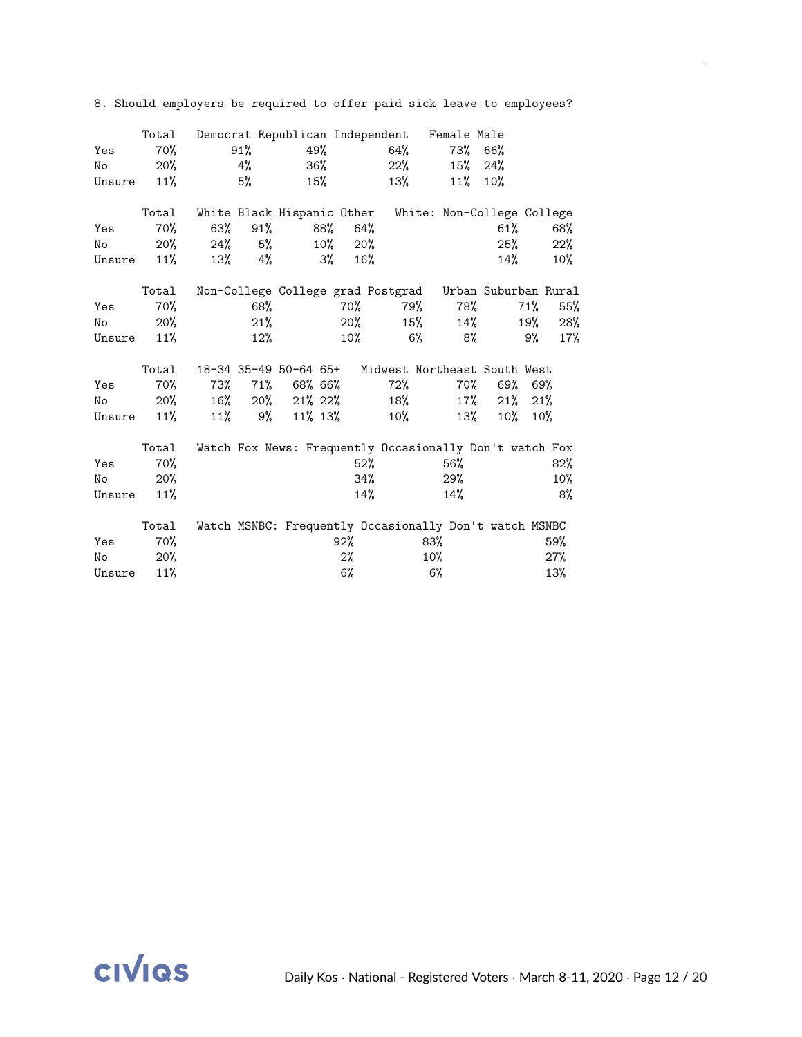8. Should employers be required to offer paid sick leave to employees?

| | Total | Democrat | Republican | Independent | Female | Male |
|---|---|---|---|---|---|---|
| Yes | 70% | 91% | 49% | 64% | 73% | 66% |
| No | 20% | 4% | 36% | 22% | 15% | 24% |
| Unsure | 11% | 5% | 15% | 13% | 11% | 10% |

| | Total | White | Black | Hispanic | Other | White: Non-College | College |
|---|---|---|---|---|---|---|---|
| Yes | 70% | 63% | 91% | 88% | 64% | 61% | 68% |
| No | 20% | 24% | 5% | 10% | 20% | 25% | 22% |
| Unsure | 11% | 13% | 4% | 3% | 16% | 14% | 10% |

| | Total | Non-College | College grad | Postgrad | Urban | Suburban | Rural |
|---|---|---|---|---|---|---|---|
| Yes | 70% | 68% | 70% | 79% | 78% | 71% | 55% |
| No | 20% | 21% | 20% | 15% | 14% | 19% | 28% |
| Unsure | 11% | 12% | 10% | 6% | 8% | 9% | 17% |

| | Total | 18-34 | 35-49 | 50-64 | 65+ | Midwest | Northeast | South | West |
|---|---|---|---|---|---|---|---|---|---|
| Yes | 70% | 73% | 71% | 68% | 66% | 72% | 70% | 69% | 69% |
| No | 20% | 16% | 20% | 21% | 22% | 18% | 17% | 21% | 21% |
| Unsure | 11% | 11% | 9% | 11% | 13% | 10% | 13% | 10% | 10% |

| | Total | Watch Fox News: Frequently | Occasionally | Don't watch Fox |
|---|---|---|---|---|
| Yes | 70% | 52% | 56% | 82% |
| No | 20% | 34% | 29% | 10% |
| Unsure | 11% | 14% | 14% | 8% |

| | Total | Watch MSNBC: Frequently | Occasionally | Don't watch MSNBC |
|---|---|---|---|---|
| Yes | 70% | 92% | 83% | 59% |
| No | 20% | 2% | 10% | 27% |
| Unsure | 11% | 6% | 6% | 13% |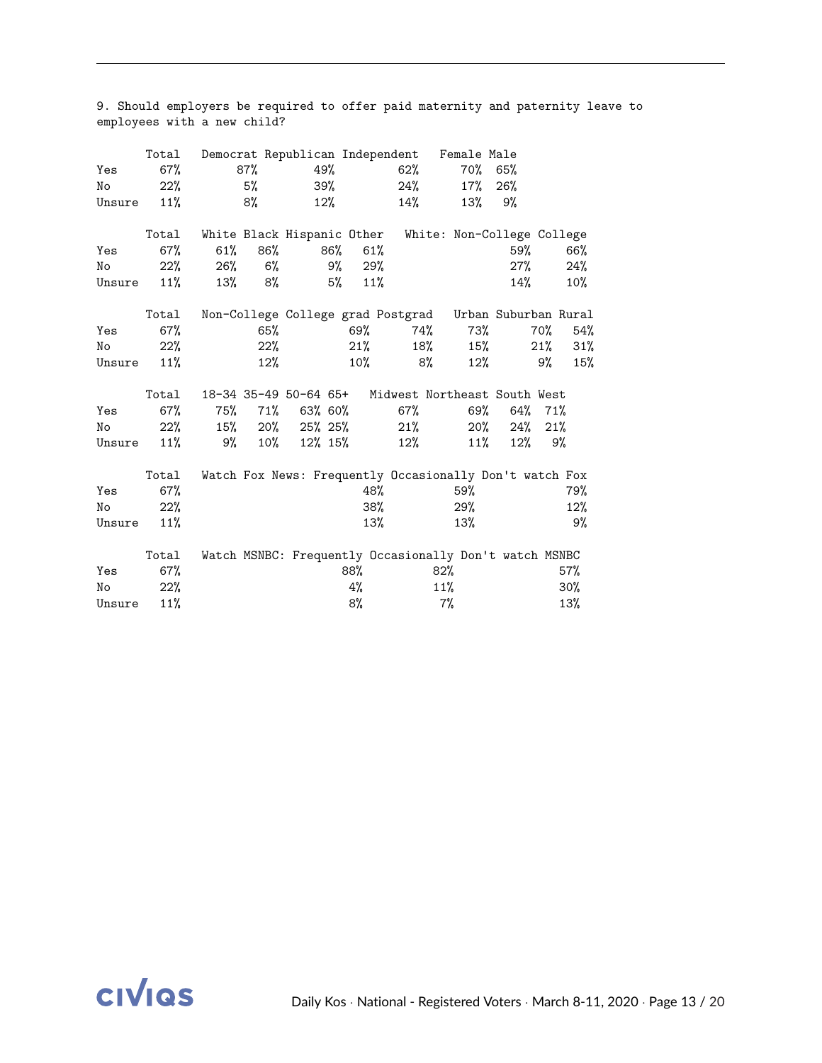9. Should employers be required to offer paid maternity and paternity leave to employees with a new child?

| | Total | Democrat | Republican | Independent | Female | Male |
|---|---|---|---|---|---|---|
| Yes | 67% | 87% | 49% | 62% | 70% | 65% |
| No | 22% | 5% | 39% | 24% | 17% | 26% |
| Unsure | 11% | 8% | 12% | 14% | 13% | 9% |

| | Total | White | Black | Hispanic | Other | White: Non-College | College |
|---|---|---|---|---|---|---|---|
| Yes | 67% | 61% | 86% | 86% | 61% | 59% | 66% |
| No | 22% | 26% | 6% | 9% | 29% | 27% | 24% |
| Unsure | 11% | 13% | 8% | 5% | 11% | 14% | 10% |

| | Total | Non-College | College grad | Postgrad | Urban | Suburban | Rural |
|---|---|---|---|---|---|---|---|
| Yes | 67% | 65% | 69% | 74% | 73% | 70% | 54% |
| No | 22% | 22% | 21% | 18% | 15% | 21% | 31% |
| Unsure | 11% | 12% | 10% | 8% | 12% | 9% | 15% |

| | Total | 18-34 | 35-49 | 50-64 | 65+ | Midwest | Northeast | South | West |
|---|---|---|---|---|---|---|---|---|---|
| Yes | 67% | 75% | 71% | 63% | 60% | 67% | 69% | 64% | 71% |
| No | 22% | 15% | 20% | 25% | 25% | 21% | 20% | 24% | 21% |
| Unsure | 11% | 9% | 10% | 12% | 15% | 12% | 11% | 12% | 9% |

| | Total | Watch Fox News: Frequently | Occasionally | Don't watch Fox |
|---|---|---|---|---|
| Yes | 67% | 48% | 59% | 79% |
| No | 22% | 38% | 29% | 12% |
| Unsure | 11% | 13% | 13% | 9% |

| | Total | Watch MSNBC: Frequently | Occasionally | Don't watch MSNBC |
|---|---|---|---|---|
| Yes | 67% | 88% | 82% | 57% |
| No | 22% | 4% | 11% | 30% |
| Unsure | 11% | 8% | 7% | 13% |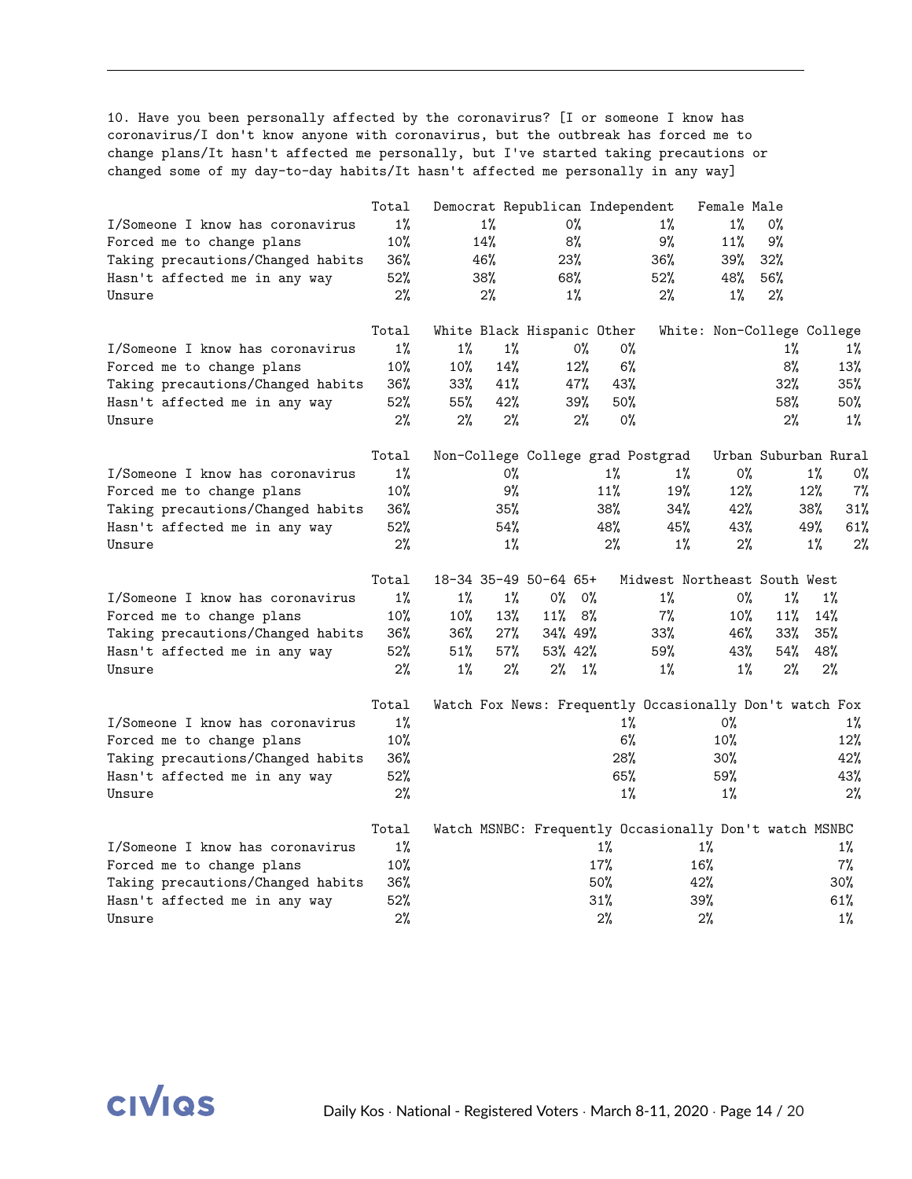10. Have you been personally affected by the coronavirus? [I or someone I know has coronavirus/I don't know anyone with coronavirus, but the outbreak has forced me to change plans/It hasn't affected me personally, but I've started taking precautions or changed some of my day-to-day habits/It hasn't affected me personally in any way]

| | Total | Democrat | Republican | Independent | Female | Male |
|---|---|---|---|---|---|---|
| I/Someone I know has coronavirus | 1% | 1% | 0% | 1% | 1% | 0% |
| Forced me to change plans | 10% | 14% | 8% | 9% | 11% | 9% |
| Taking precautions/Changed habits | 36% | 46% | 23% | 36% | 39% | 32% |
| Hasn't affected me in any way | 52% | 38% | 68% | 52% | 48% | 56% |
| Unsure | 2% | 2% | 1% | 2% | 1% | 2% |

| | Total | White | Black | Hispanic | Other | White: Non-College | College |
|---|---|---|---|---|---|---|---|
| I/Someone I know has coronavirus | 1% | 1% | 1% | 0% | 0% | 1% | 1% |
| Forced me to change plans | 10% | 10% | 14% | 12% | 6% | 8% | 13% |
| Taking precautions/Changed habits | 36% | 33% | 41% | 47% | 43% | 32% | 35% |
| Hasn't affected me in any way | 52% | 55% | 42% | 39% | 50% | 58% | 50% |
| Unsure | 2% | 2% | 2% | 2% | 0% | 2% | 1% |

| | Total | Non-College | College grad | Postgrad | Urban | Suburban | Rural |
|---|---|---|---|---|---|---|---|
| I/Someone I know has coronavirus | 1% | 0% | 1% | 1% | 0% | 1% | 0% |
| Forced me to change plans | 10% | 9% | 11% | 19% | 12% | 12% | 7% |
| Taking precautions/Changed habits | 36% | 35% | 38% | 34% | 42% | 38% | 31% |
| Hasn't affected me in any way | 52% | 54% | 48% | 45% | 43% | 49% | 61% |
| Unsure | 2% | 1% | 2% | 1% | 2% | 1% | 2% |

| | Total | 18-34 | 35-49 | 50-64 | 65+ | Midwest | Northeast | South | West |
|---|---|---|---|---|---|---|---|---|---|
| I/Someone I know has coronavirus | 1% | 1% | 1% | 0% | 0% | 1% | 0% | 1% | 1% |
| Forced me to change plans | 10% | 10% | 13% | 11% | 8% | 7% | 10% | 11% | 14% |
| Taking precautions/Changed habits | 36% | 36% | 27% | 34% | 49% | 33% | 46% | 33% | 35% |
| Hasn't affected me in any way | 52% | 51% | 57% | 53% | 42% | 59% | 43% | 54% | 48% |
| Unsure | 2% | 1% | 2% | 2% | 1% | 1% | 1% | 2% | 2% |

| | Total | Watch Fox News: Frequently | Occasionally | Don't watch Fox |
|---|---|---|---|---|
| I/Someone I know has coronavirus | 1% | 1% | 0% | 1% |
| Forced me to change plans | 10% | 6% | 10% | 12% |
| Taking precautions/Changed habits | 36% | 28% | 30% | 42% |
| Hasn't affected me in any way | 52% | 65% | 59% | 43% |
| Unsure | 2% | 1% | 1% | 2% |

| | Total | Watch MSNBC: Frequently | Occasionally | Don't watch MSNBC |
|---|---|---|---|---|
| I/Someone I know has coronavirus | 1% | 1% | 1% | 1% |
| Forced me to change plans | 10% | 17% | 16% | 7% |
| Taking precautions/Changed habits | 36% | 50% | 42% | 30% |
| Hasn't affected me in any way | 52% | 31% | 39% | 61% |
| Unsure | 2% | 2% | 2% | 1% |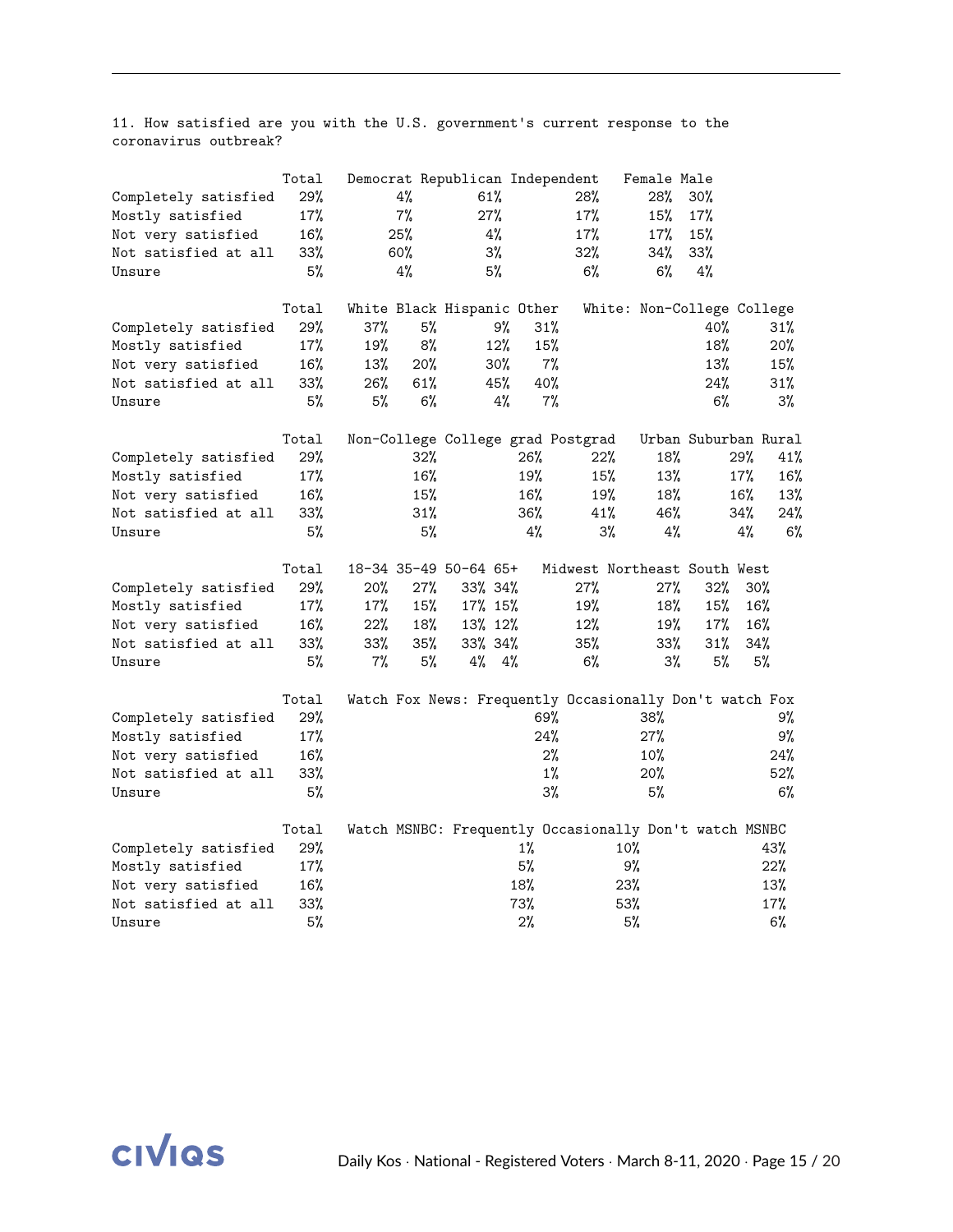11. How satisfied are you with the U.S. government's current response to the coronavirus outbreak?

| | Total | Democrat | Republican | Independent | Female | Male |
|---|---|---|---|---|---|---|
| Completely satisfied | 29% | 4% | 61% | 28% | 28% | 30% |
| Mostly satisfied | 17% | 7% | 27% | 17% | 15% | 17% |
| Not very satisfied | 16% | 25% | 4% | 17% | 17% | 15% |
| Not satisfied at all | 33% | 60% | 3% | 32% | 34% | 33% |
| Unsure | 5% | 4% | 5% | 6% | 6% | 4% |

| | Total | White | Black | Hispanic | Other | White: Non-College | College |
|---|---|---|---|---|---|---|---|
| Completely satisfied | 29% | 37% | 5% | 9% | 31% | 40% | 31% |
| Mostly satisfied | 17% | 19% | 8% | 12% | 15% | 18% | 20% |
| Not very satisfied | 16% | 13% | 20% | 30% | 7% | 13% | 15% |
| Not satisfied at all | 33% | 26% | 61% | 45% | 40% | 24% | 31% |
| Unsure | 5% | 5% | 6% | 4% | 7% | 6% | 3% |

| | Total | Non-College | College grad | Postgrad | Urban | Suburban | Rural |
|---|---|---|---|---|---|---|---|
| Completely satisfied | 29% | 32% | 26% | 22% | 18% | 29% | 41% |
| Mostly satisfied | 17% | 16% | 19% | 15% | 13% | 17% | 16% |
| Not very satisfied | 16% | 15% | 16% | 19% | 18% | 16% | 13% |
| Not satisfied at all | 33% | 31% | 36% | 41% | 46% | 34% | 24% |
| Unsure | 5% | 5% | 4% | 3% | 4% | 4% | 6% |

| | Total | 18-34 | 35-49 | 50-64 | 65+ | Midwest | Northeast | South | West |
|---|---|---|---|---|---|---|---|---|---|
| Completely satisfied | 29% | 20% | 27% | 33% | 34% | 27% | 27% | 32% | 30% |
| Mostly satisfied | 17% | 17% | 15% | 17% | 15% | 19% | 18% | 15% | 16% |
| Not very satisfied | 16% | 22% | 18% | 13% | 12% | 12% | 19% | 17% | 16% |
| Not satisfied at all | 33% | 33% | 35% | 33% | 34% | 35% | 33% | 31% | 34% |
| Unsure | 5% | 7% | 5% | 4% | 4% | 6% | 3% | 5% | 5% |

| | Total | Watch Fox News: Frequently | Occasionally | Don't watch Fox |
|---|---|---|---|---|
| Completely satisfied | 29% | 69% | 38% | 9% |
| Mostly satisfied | 17% | 24% | 27% | 9% |
| Not very satisfied | 16% | 2% | 10% | 24% |
| Not satisfied at all | 33% | 1% | 20% | 52% |
| Unsure | 5% | 3% | 5% | 6% |

| | Total | Watch MSNBC: Frequently | Occasionally | Don't watch MSNBC |
|---|---|---|---|---|
| Completely satisfied | 29% | 1% | 10% | 43% |
| Mostly satisfied | 17% | 5% | 9% | 22% |
| Not very satisfied | 16% | 18% | 23% | 13% |
| Not satisfied at all | 33% | 73% | 53% | 17% |
| Unsure | 5% | 2% | 5% | 6% |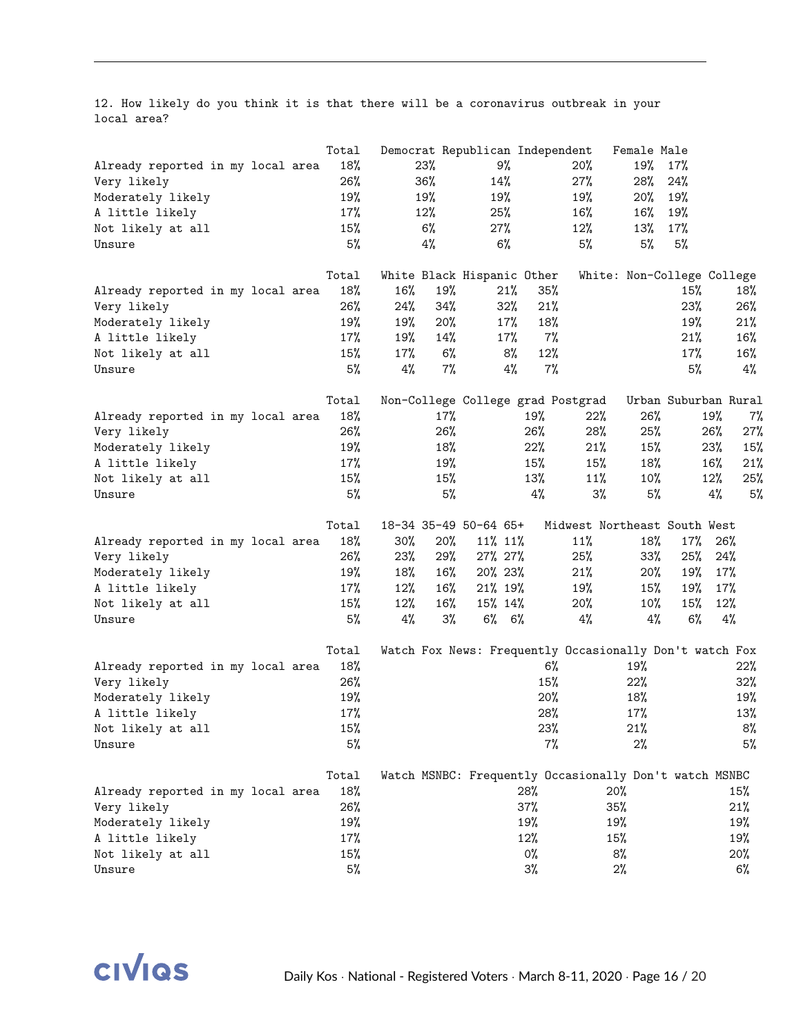12. How likely do you think it is that there will be a coronavirus outbreak in your local area?

| | Total | Democrat | Republican | Independent | Female | Male |
|---|---|---|---|---|---|---|
| Already reported in my local area | 18% | 23% | 9% | 20% | 19% | 17% |
| Very likely | 26% | 36% | 14% | 27% | 28% | 24% |
| Moderately likely | 19% | 19% | 19% | 19% | 20% | 19% |
| A little likely | 17% | 12% | 25% | 16% | 16% | 19% |
| Not likely at all | 15% | 6% | 27% | 12% | 13% | 17% |
| Unsure | 5% | 4% | 6% | 5% | 5% | 5% |

| | Total | White | Black | Hispanic | Other | White: Non-College | College |
|---|---|---|---|---|---|---|---|
| Already reported in my local area | 18% | 16% | 19% | 21% | 35% | 15% | 18% |
| Very likely | 26% | 24% | 34% | 32% | 21% | 23% | 26% |
| Moderately likely | 19% | 19% | 20% | 17% | 18% | 19% | 21% |
| A little likely | 17% | 19% | 14% | 17% | 7% | 21% | 16% |
| Not likely at all | 15% | 17% | 6% | 8% | 12% | 17% | 16% |
| Unsure | 5% | 4% | 7% | 4% | 7% | 5% | 4% |

| | Total | Non-College | College grad | Postgrad | Urban | Suburban | Rural |
|---|---|---|---|---|---|---|---|
| Already reported in my local area | 18% | 17% | 19% | 22% | 26% | 19% | 7% |
| Very likely | 26% | 26% | 26% | 28% | 25% | 26% | 27% |
| Moderately likely | 19% | 18% | 22% | 21% | 15% | 23% | 15% |
| A little likely | 17% | 19% | 15% | 15% | 18% | 16% | 21% |
| Not likely at all | 15% | 15% | 13% | 11% | 10% | 12% | 25% |
| Unsure | 5% | 5% | 4% | 3% | 5% | 4% | 5% |

| | Total | 18-34 | 35-49 | 50-64 | 65+ | Midwest | Northeast | South | West |
|---|---|---|---|---|---|---|---|---|---|
| Already reported in my local area | 18% | 30% | 20% | 11% | 11% | 11% | 18% | 17% | 26% |
| Very likely | 26% | 23% | 29% | 27% | 27% | 25% | 33% | 25% | 24% |
| Moderately likely | 19% | 18% | 16% | 20% | 23% | 21% | 20% | 19% | 17% |
| A little likely | 17% | 12% | 16% | 21% | 19% | 19% | 15% | 19% | 17% |
| Not likely at all | 15% | 12% | 16% | 15% | 14% | 20% | 10% | 15% | 12% |
| Unsure | 5% | 4% | 3% | 6% | 6% | 4% | 4% | 6% | 4% |

| | Total | Watch Fox News: Frequently | Occasionally | Don't watch Fox |
|---|---|---|---|---|
| Already reported in my local area | 18% | 6% | 19% | 22% |
| Very likely | 26% | 15% | 22% | 32% |
| Moderately likely | 19% | 20% | 18% | 19% |
| A little likely | 17% | 28% | 17% | 13% |
| Not likely at all | 15% | 23% | 21% | 8% |
| Unsure | 5% | 7% | 2% | 5% |

| | Total | Watch MSNBC: Frequently | Occasionally | Don't watch MSNBC |
|---|---|---|---|---|
| Already reported in my local area | 18% | 28% | 20% | 15% |
| Very likely | 26% | 37% | 35% | 21% |
| Moderately likely | 19% | 19% | 19% | 19% |
| A little likely | 17% | 12% | 15% | 19% |
| Not likely at all | 15% | 0% | 8% | 20% |
| Unsure | 5% | 3% | 2% | 6% |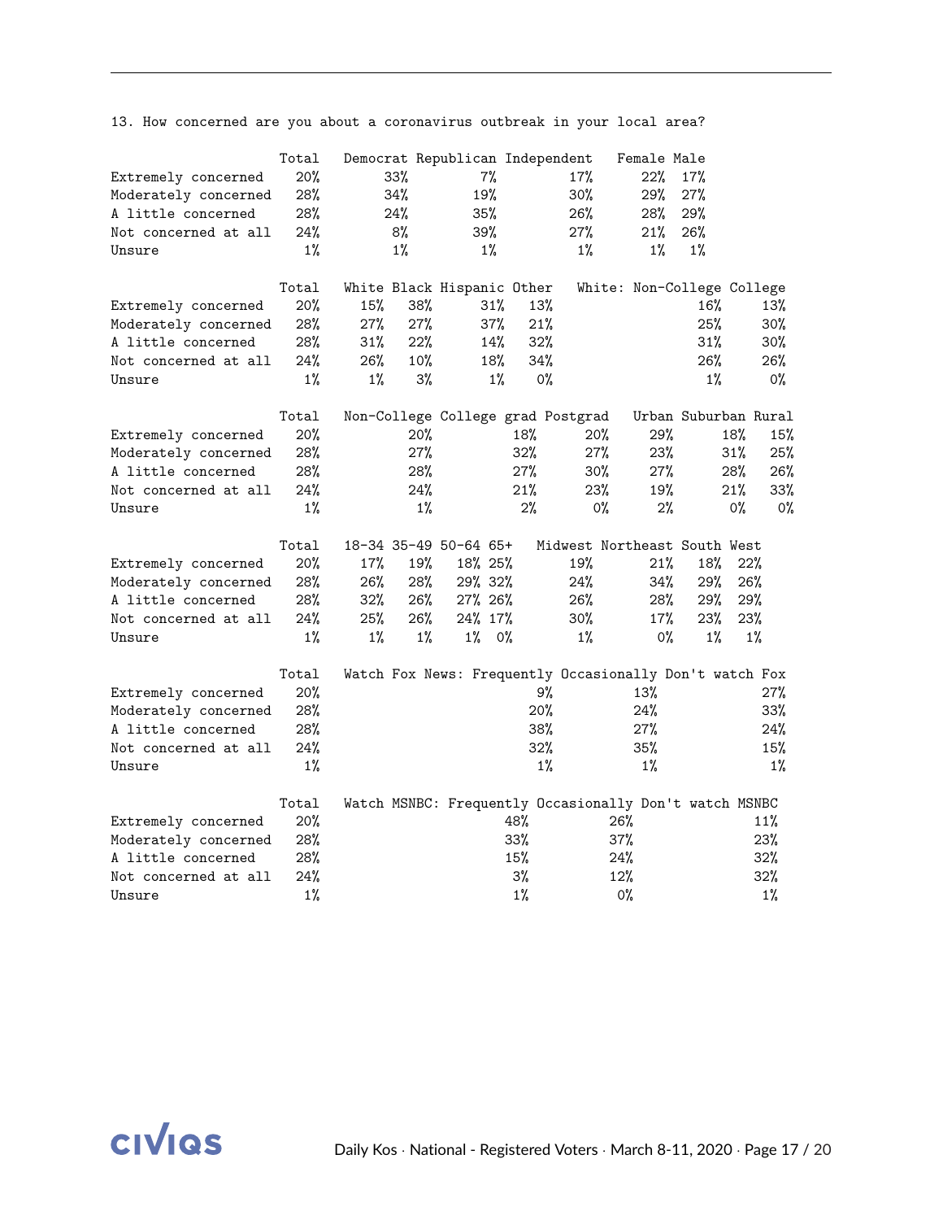13. How concerned are you about a coronavirus outbreak in your local area?

| | Total | Democrat | Republican | Independent | Female | Male |
|---|---|---|---|---|---|---|
| Extremely concerned | 20% | 33% | 7% | 17% | 22% | 17% |
| Moderately concerned | 28% | 34% | 19% | 30% | 29% | 27% |
| A little concerned | 28% | 24% | 35% | 26% | 28% | 29% |
| Not concerned at all | 24% | 8% | 39% | 27% | 21% | 26% |
| Unsure | 1% | 1% | 1% | 1% | 1% | 1% |

| | Total | White | Black | Hispanic | Other | White: Non-College | College |
|---|---|---|---|---|---|---|---|
| Extremely concerned | 20% | 15% | 38% | 31% | 13% | 16% | 13% |
| Moderately concerned | 28% | 27% | 27% | 37% | 21% | 25% | 30% |
| A little concerned | 28% | 31% | 22% | 14% | 32% | 31% | 30% |
| Not concerned at all | 24% | 26% | 10% | 18% | 34% | 26% | 26% |
| Unsure | 1% | 1% | 3% | 1% | 0% | 1% | 0% |

| | Total | Non-College | College grad | Postgrad | Urban | Suburban | Rural |
|---|---|---|---|---|---|---|---|
| Extremely concerned | 20% | 20% | 18% | 20% | 29% | 18% | 15% |
| Moderately concerned | 28% | 27% | 32% | 27% | 23% | 31% | 25% |
| A little concerned | 28% | 28% | 27% | 30% | 27% | 28% | 26% |
| Not concerned at all | 24% | 24% | 21% | 23% | 19% | 21% | 33% |
| Unsure | 1% | 1% | 2% | 0% | 2% | 0% | 0% |

| | Total | 18-34 | 35-49 | 50-64 | 65+ | Midwest | Northeast | South | West |
|---|---|---|---|---|---|---|---|---|---|
| Extremely concerned | 20% | 17% | 19% | 18% | 25% | 19% | 21% | 18% | 22% |
| Moderately concerned | 28% | 26% | 28% | 29% | 32% | 24% | 34% | 29% | 26% |
| A little concerned | 28% | 32% | 26% | 27% | 26% | 26% | 28% | 29% | 29% |
| Not concerned at all | 24% | 25% | 26% | 24% | 17% | 30% | 17% | 23% | 23% |
| Unsure | 1% | 1% | 1% | 1% | 0% | 1% | 0% | 1% | 1% |

| | Total | Watch Fox News: Frequently | Occasionally | Don't watch Fox |
|---|---|---|---|---|
| Extremely concerned | 20% | 9% | 13% | 27% |
| Moderately concerned | 28% | 20% | 24% | 33% |
| A little concerned | 28% | 38% | 27% | 24% |
| Not concerned at all | 24% | 32% | 35% | 15% |
| Unsure | 1% | 1% | 1% | 1% |

| | Total | Watch MSNBC: Frequently | Occasionally | Don't watch MSNBC |
|---|---|---|---|---|
| Extremely concerned | 20% | 48% | 26% | 11% |
| Moderately concerned | 28% | 33% | 37% | 23% |
| A little concerned | 28% | 15% | 24% | 32% |
| Not concerned at all | 24% | 3% | 12% | 32% |
| Unsure | 1% | 1% | 0% | 1% |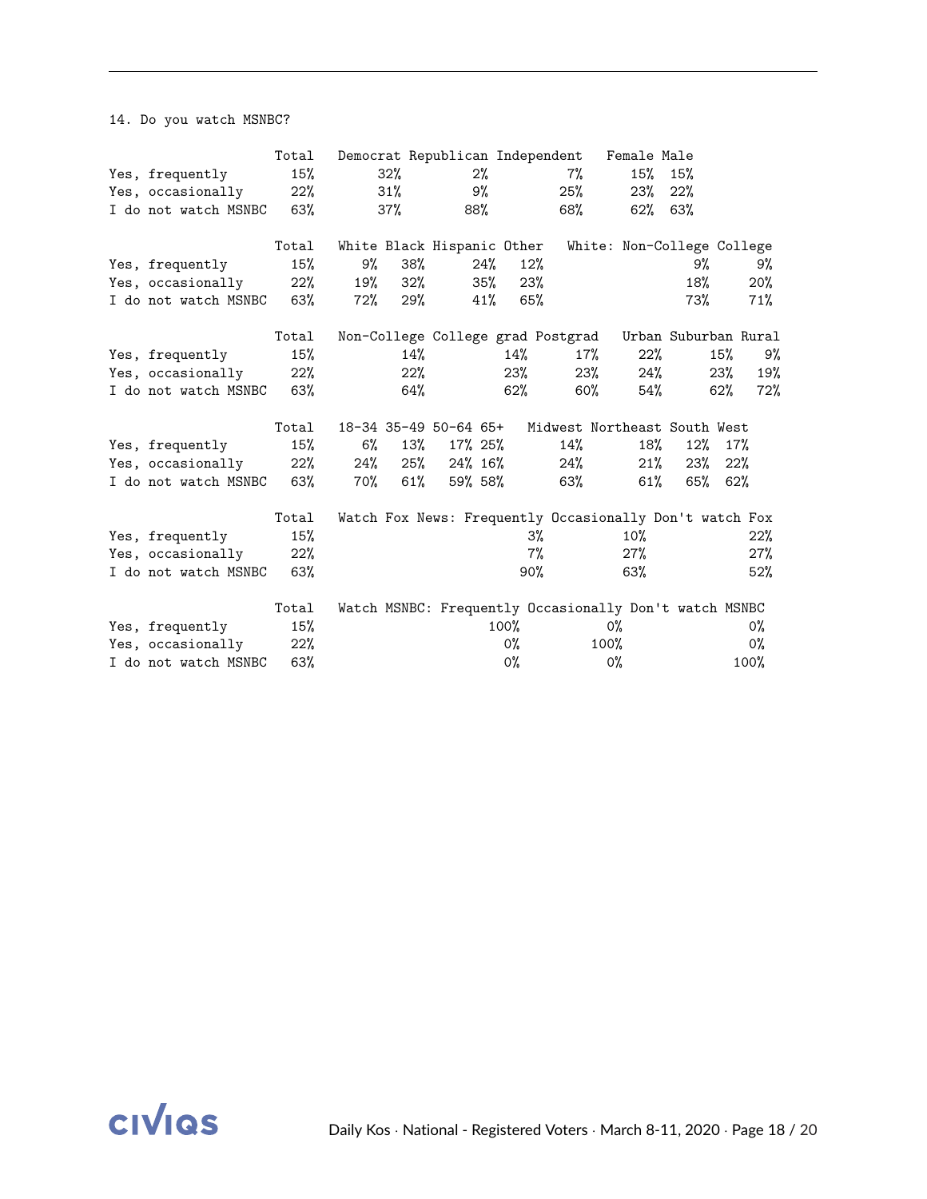14. Do you watch MSNBC?

| | Total | Democrat | Republican | Independent | Female | Male |
|---|---|---|---|---|---|---|
| Yes, frequently | 15% | 32% | 2% | 7% | 15% | 15% |
| Yes, occasionally | 22% | 31% | 9% | 25% | 23% | 22% |
| I do not watch MSNBC | 63% | 37% | 88% | 68% | 62% | 63% |

| | Total | White | Black | Hispanic | Other | White: Non-College | College |
|---|---|---|---|---|---|---|---|
| Yes, frequently | 15% | 9% | 38% | 24% | 12% | 9% | 9% |
| Yes, occasionally | 22% | 19% | 32% | 35% | 23% | 18% | 20% |
| I do not watch MSNBC | 63% | 72% | 29% | 41% | 65% | 73% | 71% |

| | Total | Non-College | College grad | Postgrad | Urban | Suburban | Rural |
|---|---|---|---|---|---|---|---|
| Yes, frequently | 15% | 14% | 14% | 17% | 22% | 15% | 9% |
| Yes, occasionally | 22% | 22% | 23% | 23% | 24% | 23% | 19% |
| I do not watch MSNBC | 63% | 64% | 62% | 60% | 54% | 62% | 72% |

| | Total | 18-34 | 35-49 | 50-64 | 65+ | Midwest | Northeast | South | West |
|---|---|---|---|---|---|---|---|---|---|
| Yes, frequently | 15% | 6% | 13% | 17% | 25% | 14% | 18% | 12% | 17% |
| Yes, occasionally | 22% | 24% | 25% | 24% | 16% | 24% | 21% | 23% | 22% |
| I do not watch MSNBC | 63% | 70% | 61% | 59% | 58% | 63% | 61% | 65% | 62% |

| | Total | Watch Fox News: Frequently | Occasionally | Don't watch Fox |
|---|---|---|---|---|
| Yes, frequently | 15% | 3% | 10% | 22% |
| Yes, occasionally | 22% | 7% | 27% | 27% |
| I do not watch MSNBC | 63% | 90% | 63% | 52% |

| | Total | Watch MSNBC: Frequently | Occasionally | Don't watch MSNBC |
|---|---|---|---|---|
| Yes, frequently | 15% | 100% | 0% | 0% |
| Yes, occasionally | 22% | 0% | 100% | 0% |
| I do not watch MSNBC | 63% | 0% | 0% | 100% |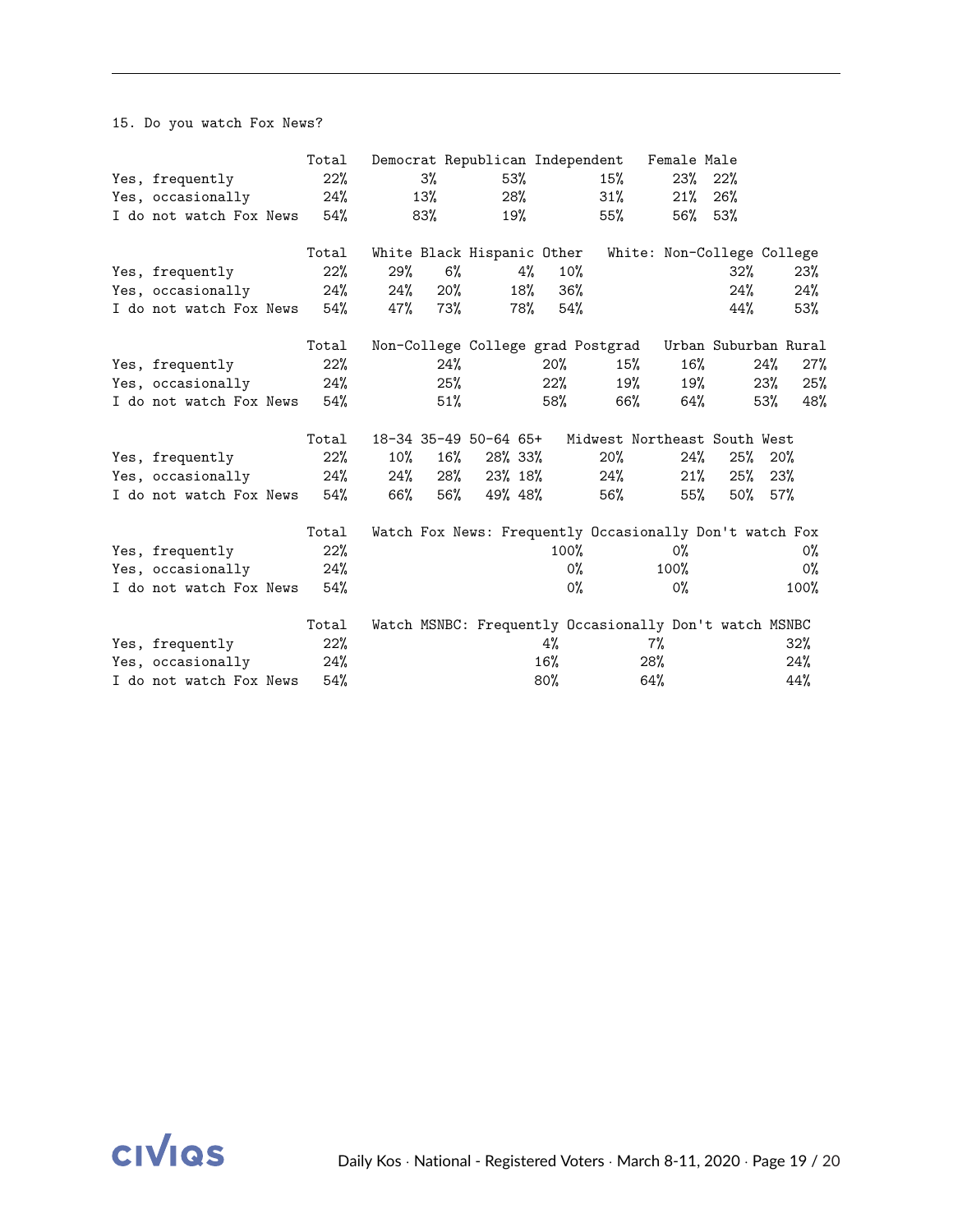15. Do you watch Fox News?

| | Total | Democrat | Republican | Independent | Female | Male |
|---|---|---|---|---|---|---|
| Yes, frequently | 22% | 3% | 53% | 15% | 23% | 22% |
| Yes, occasionally | 24% | 13% | 28% | 31% | 21% | 26% |
| I do not watch Fox News | 54% | 83% | 19% | 55% | 56% | 53% |

| | Total | White | Black | Hispanic | Other | White: Non-College | College |
|---|---|---|---|---|---|---|---|
| Yes, frequently | 22% | 29% | 6% | 4% | 10% | 32% | 23% |
| Yes, occasionally | 24% | 24% | 20% | 18% | 36% | 24% | 24% |
| I do not watch Fox News | 54% | 47% | 73% | 78% | 54% | 44% | 53% |

| | Total | Non-College | College grad | Postgrad | Urban | Suburban | Rural |
|---|---|---|---|---|---|---|---|
| Yes, frequently | 22% | 24% | 20% | 15% | 16% | 24% | 27% |
| Yes, occasionally | 24% | 25% | 22% | 19% | 19% | 23% | 25% |
| I do not watch Fox News | 54% | 51% | 58% | 66% | 64% | 53% | 48% |

| | Total | 18-34 | 35-49 | 50-64 | 65+ | Midwest | Northeast | South | West |
|---|---|---|---|---|---|---|---|---|---|
| Yes, frequently | 22% | 10% | 16% | 28% | 33% | 20% | 24% | 25% | 20% |
| Yes, occasionally | 24% | 24% | 28% | 23% | 18% | 24% | 21% | 25% | 23% |
| I do not watch Fox News | 54% | 66% | 56% | 49% | 48% | 56% | 55% | 50% | 57% |

| | Total | Watch Fox News: Frequently | Occasionally | Don't watch Fox |
|---|---|---|---|---|
| Yes, frequently | 22% | 100% | 0% | 0% |
| Yes, occasionally | 24% | 0% | 100% | 0% |
| I do not watch Fox News | 54% | 0% | 0% | 100% |

| | Total | Watch MSNBC: Frequently | Occasionally | Don't watch MSNBC |
|---|---|---|---|---|
| Yes, frequently | 22% | 4% | 7% | 32% |
| Yes, occasionally | 24% | 16% | 28% | 24% |
| I do not watch Fox News | 54% | 80% | 64% | 44% |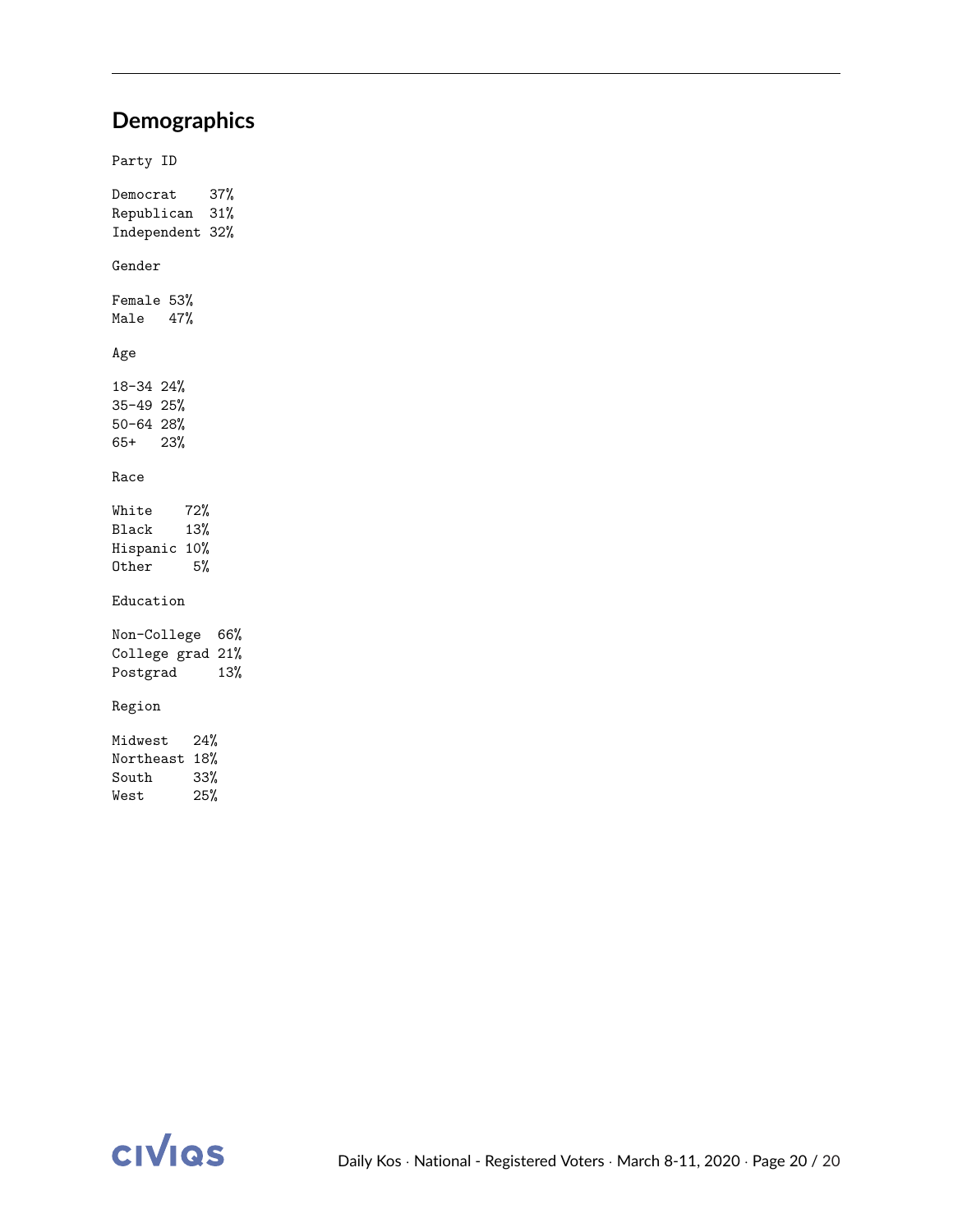## Demographics

Party ID

| | |
|---|---|
| Democrat | 37% |
| Republican | 31% |
| Independent | 32% |

Gender

| | |
|---|---|
| Female | 53% |
| Male | 47% |

Age

| | |
|---|---|
| 18-34 | 24% |
| 35-49 | 25% |
| 50-64 | 28% |
| 65+ | 23% |

Race

| | |
|---|---|
| White | 72% |
| Black | 13% |
| Hispanic | 10% |
| Other | 5% |

Education

| | |
|---|---|
| Non-College | 66% |
| College grad | 21% |
| Postgrad | 13% |

Region

| | |
|---|---|
| Midwest | 24% |
| Northeast | 18% |
| South | 33% |
| West | 25% |